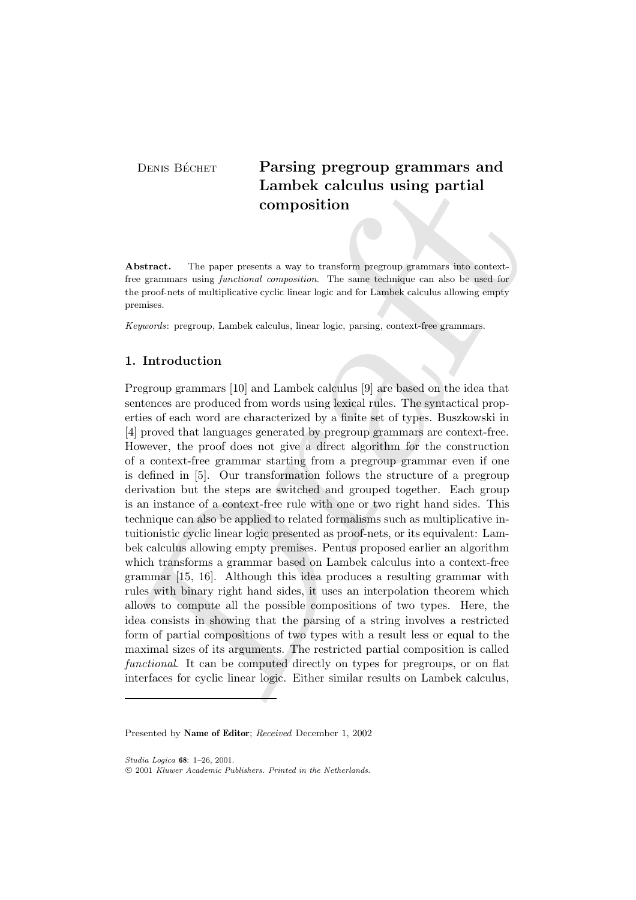Denis Béchet

# Parsing pregroup grammars and Lambek calculus using partial composition

**Abstract.** The paper presents a way to transform pregroup grammars into context-free grammars using *functional composition*. The same technique can also be used for the proof-nets of multiplicative cyclic linear logic and for Lambek calculus allowing empty premises.

*Keywords*: pregroup, Lambek calculus, linear logic, parsing, context-free grammars.

## 1. Introduction

Pregroup grammars [10] and Lambek calculus [9] are based on the idea that sentences are produced from words using lexical rules. The syntactical properties of each word are characterized by a finite set of types. Buszkowski in [4] proved that languages generated by pregroup grammars are context-free. However, the proof does not give a direct algorithm for the construction of a context-free grammar starting from a pregroup grammar even if one is defined in [5]. Our transformation follows the structure of a pregroup derivation but the steps are switched and grouped together. Each group is an instance of a context-free rule with one or two right hand sides. This technique can also be applied to related formalisms such as multiplicative intuitionistic cyclic linear logic presented as proof-nets, or its equivalent: Lambek calculus allowing empty premises. Pentus proposed earlier an algorithm which transforms a grammar based on Lambek calculus into a context-free grammar [15, 16]. Although this idea produces a resulting grammar with rules with binary right hand sides, it uses an interpolation theorem which allows to compute all the possible compositions of two types. Here, the idea consists in showing that the parsing of a string involves a restricted form of partial compositions of two types with a result less or equal to the maximal sizes of its arguments. The restricted partial composition is called *functional*. It can be computed directly on types for pregroups, or on flat interfaces for cyclic linear logic. Either similar results on Lambek calculus,

Presented by **Name of Editor**; *Received* December 1, 2002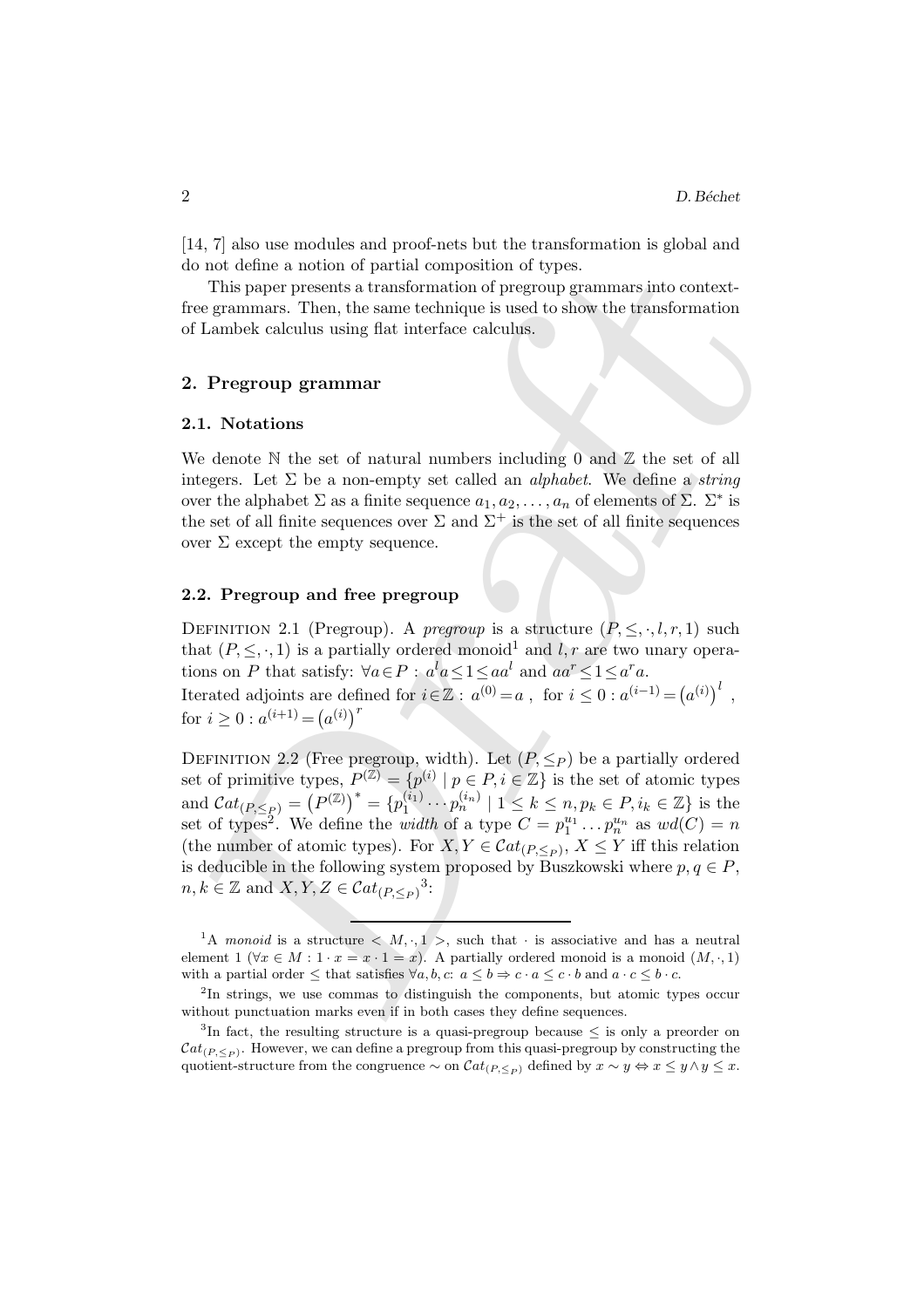[14, 7] also use modules and proof-nets but the transformation is global and do not define a notion of partial composition of types.

This paper presents a transformation of pregroup grammars into context-free grammars. Then, the same technique is used to show the transformation of Lambek calculus using flat interface calculus.

## 2. Pregroup grammar

### 2.1. Notations

We denote $\mathbb{N}$ the set of natural numbers including 0 and $\mathbb{Z}$ the set of all integers. Let $\Sigma$ be a non-empty set called an *alphabet*. We define a *string* over the alphabet $\Sigma$ as a finite sequence $a_1, a_2, \ldots, a_n$ of elements of $\Sigma$. $\Sigma^*$ is the set of all finite sequences over $\Sigma$ and $\Sigma^+$ is the set of all finite sequences over $\Sigma$ except the empty sequence.

### 2.2. Pregroup and free pregroup

Definition 2.1 (Pregroup). A *pregroup* is a structure $(P, \leq, \cdot, l, r, 1)$ such that $(P, \leq, \cdot, 1)$ is a partially ordered monoid[1] and $l, r$ are two unary operations on $P$ that satisfy: $\forall a \in P : a^l a \leq 1 \leq a a^l$ and $a a^r \leq 1 \leq a^r a$.
Iterated adjoints are defined for $i \in \mathbb{Z}$ : $a^{(0)} = a$ , for $i \leq 0 : a^{(i-1)} = \left(a^{(i)}\right)^l$ , for $i \geq 0 : a^{(i+1)} = \left(a^{(i)}\right)^r$

Definition 2.2 (Free pregroup, width). Let $(P, \leq_P)$ be a partially ordered set of primitive types, $P^{(\mathbb{Z})} = \{p^{(i)} \mid p \in P, i \in \mathbb{Z}\}$ is the set of atomic types and $\mathcal{C}at_{(P,\leq_P)} = \left(P^{(\mathbb{Z})}\right)^* = \{p_1^{(i_1)} \cdots p_n^{(i_n)} \mid 1 \leq k \leq n, p_k \in P, i_k \in \mathbb{Z}\}$ is the set of types[2]. We define the *width* of a type $C = p_1^{u_1} \ldots p_n^{u_n}$ as $wd(C) = n$ (the number of atomic types). For $X, Y \in \mathcal{C}at_{(P,\leq_P)}$, $X \leq Y$ iff this relation is deducible in the following system proposed by Buszkowski where $p, q \in P$, $n, k \in \mathbb{Z}$ and $X, Y, Z \in \mathcal{C}at_{(P,\leq_P)}$[3]:

---

[1] A *monoid* is a structure $< M, \cdot, 1 >$, such that $\cdot$ is associative and has a neutral element 1 ($\forall x \in M : 1 \cdot x = x \cdot 1 = x$). A partially ordered monoid is a monoid $(M, \cdot, 1)$ with a partial order $\leq$ that satisfies $\forall a, b, c$: $a \leq b \Rightarrow c \cdot a \leq c \cdot b$ and $a \cdot c \leq b \cdot c$.

[2] In strings, we use commas to distinguish the components, but atomic types occur without punctuation marks even if in both cases they define sequences.

[3] In fact, the resulting structure is a quasi-pregroup because $\leq$ is only a preorder on $\mathcal{C}at_{(P,\leq_P)}$. However, we can define a pregroup from this quasi-pregroup by constructing the quotient-structure from the congruence $\sim$ on $\mathcal{C}at_{(P,\leq_P)}$ defined by $x \sim y \Leftrightarrow x \leq y \wedge y \leq x$.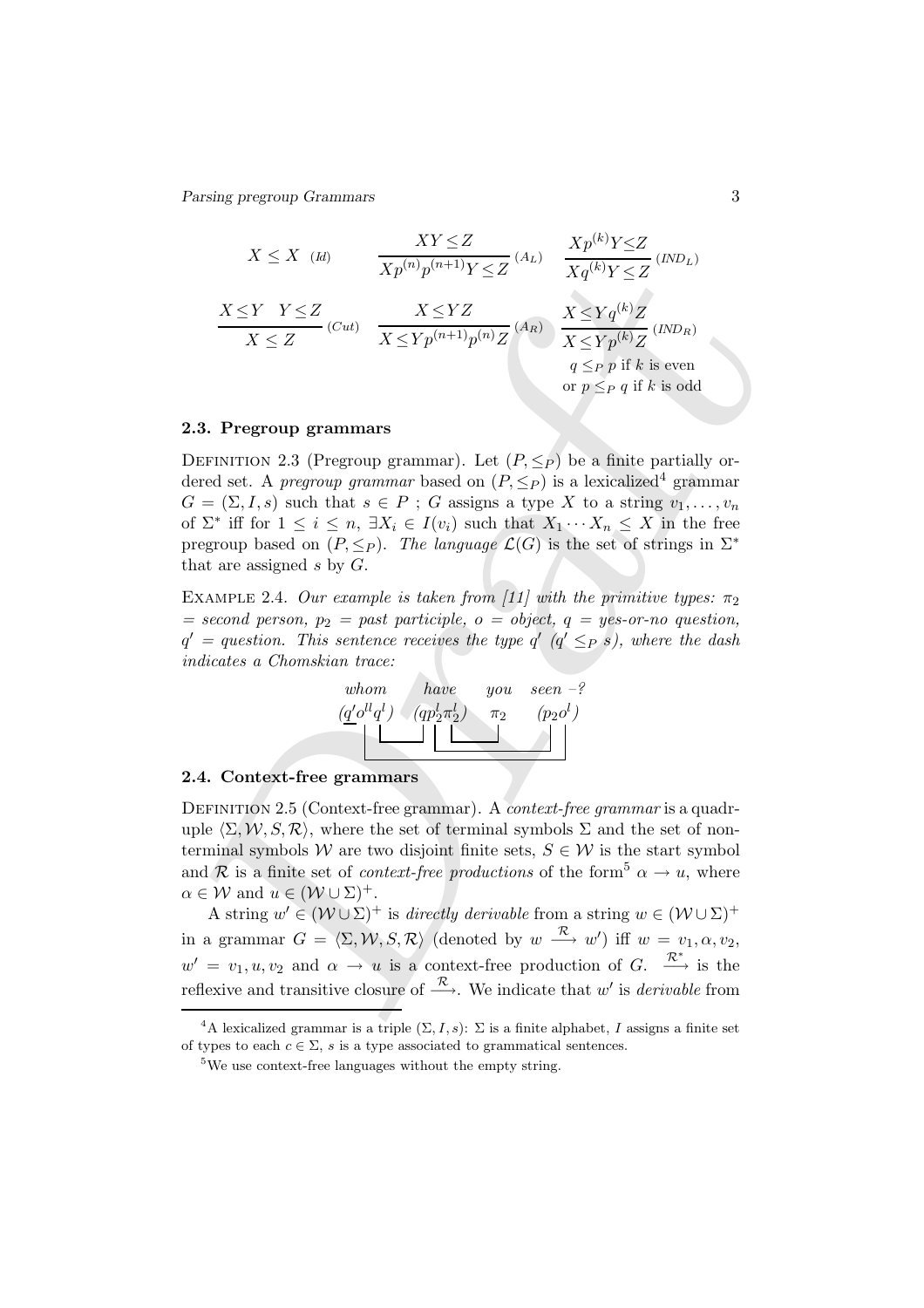$$X \leq X \ (Id) \qquad \frac{XY \leq Z}{Xp^{(n)}p^{(n+1)}Y \leq Z} \ (A_L) \qquad \frac{Xp^{(k)}Y \leq Z}{Xq^{(k)}Y \leq Z} \ (IND_L)$$

$$\frac{X \leq Y \quad Y \leq Z}{X \leq Z} \ (Cut) \qquad \frac{X \leq YZ}{X \leq Yp^{(n+1)}p^{(n)}Z} \ (A_R) \qquad \frac{X \leq Yq^{(k)}Z}{X \leq Yp^{(k)}Z} \ (IND_R)$$

$q \leq_P p$ if $k$ is even or $p \leq_P q$ if $k$ is odd

### 2.3. Pregroup grammars

DEFINITION 2.3 (Pregroup grammar). Let $(P, \leq_P)$ be a finite partially ordered set. A *pregroup grammar* based on $(P, \leq_P)$ is a lexicalized[4] grammar $G = (\Sigma, I, s)$ such that $s \in P$ ; $G$ assigns a type $X$ to a string $v_1, \ldots, v_n$ of $\Sigma^*$ iff for $1 \leq i \leq n$, $\exists X_i \in I(v_i)$ such that $X_1 \cdots X_n \leq X$ in the free pregroup based on $(P, \leq_P)$. *The language* $\mathcal{L}(G)$ is the set of strings in $\Sigma^*$ that are assigned $s$ by $G$.

EXAMPLE 2.4. *Our example is taken from [11] with the primitive types: $\pi_2$ = second person, $p_2$ = past participle, $o$ = object, $q$ = yes-or-no question, $q'$ = question. This sentence receives the type $q'$ ($q' \leq_P s$), where the dash indicates a Chomskian trace:*

| *whom* | *have* | *you* | *seen –?* |
|---|---|---|---|
| $(q' o^{ll} q^l)$ | $(q p_2^l \pi_2^l)$ | $\pi_2$ | $(p_2 o^l)$ |

### 2.4. Context-free grammars

DEFINITION 2.5 (Context-free grammar). A *context-free grammar* is a quadruple $\langle \Sigma, \mathcal{W}, S, \mathcal{R} \rangle$, where the set of terminal symbols $\Sigma$ and the set of non-terminal symbols $\mathcal{W}$ are two disjoint finite sets, $S \in \mathcal{W}$ is the start symbol and $\mathcal{R}$ is a finite set of *context-free productions* of the form[5] $\alpha \to u$, where $\alpha \in \mathcal{W}$ and $u \in (\mathcal{W} \cup \Sigma)^+$.

A string $w' \in (\mathcal{W} \cup \Sigma)^+$ is *directly derivable* from a string $w \in (\mathcal{W} \cup \Sigma)^+$ in a grammar $G = \langle \Sigma, \mathcal{W}, S, \mathcal{R} \rangle$ (denoted by $w \xrightarrow{\mathcal{R}} w'$) iff $w = v_1, \alpha, v_2$, $w' = v_1, u, v_2$ and $\alpha \to u$ is a context-free production of $G$. $\xrightarrow{\mathcal{R}^*}$ is the reflexive and transitive closure of $\xrightarrow{\mathcal{R}}$. We indicate that $w'$ is *derivable* from

---

[4] A lexicalized grammar is a triple $(\Sigma, I, s)$: $\Sigma$ is a finite alphabet, $I$ assigns a finite set of types to each $c \in \Sigma$, $s$ is a type associated to grammatical sentences.

[5] We use context-free languages without the empty string.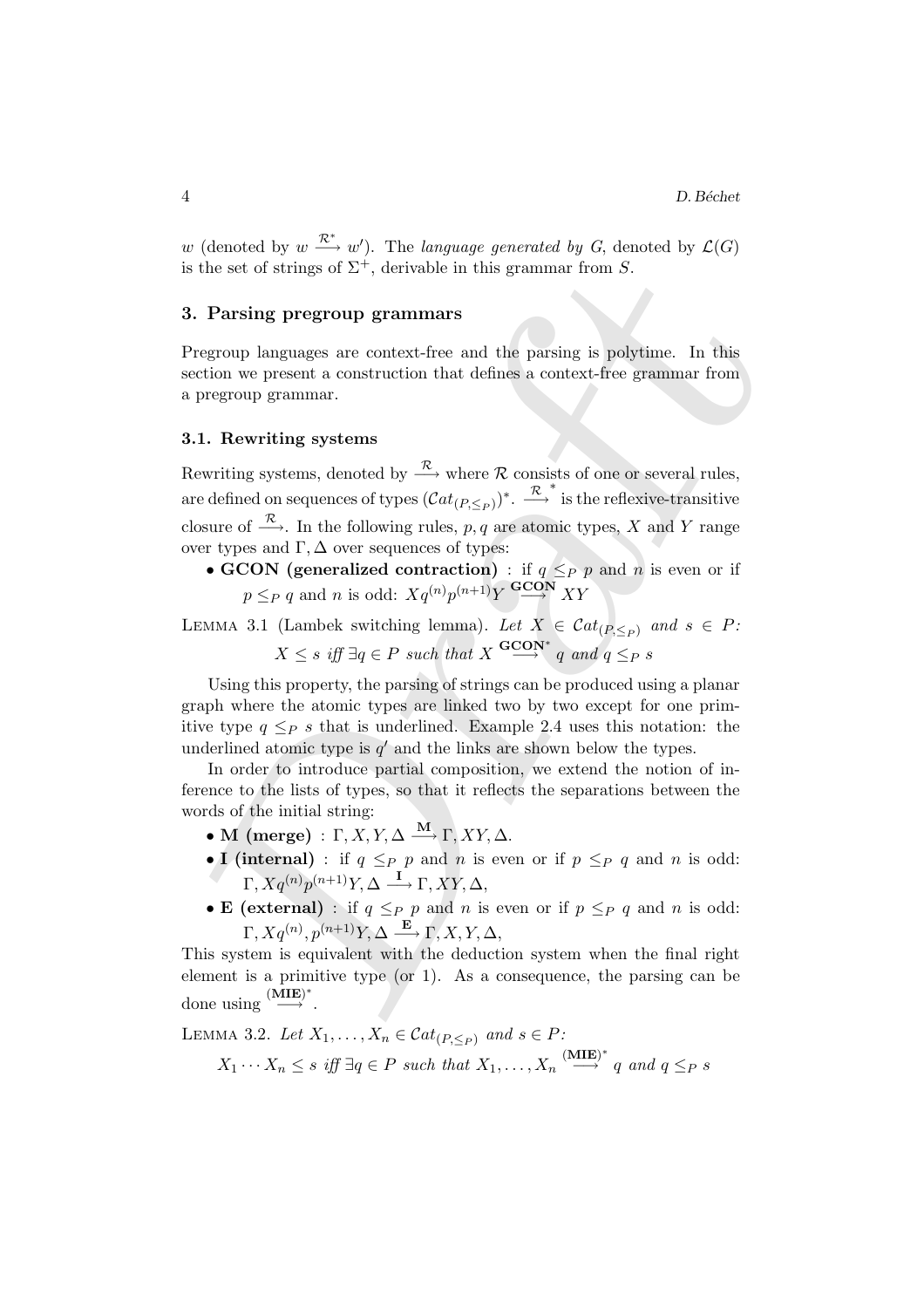$w$ (denoted by $w \xrightarrow{\mathcal{R}^*} w'$). The *language generated by* $G$, denoted by $\mathcal{L}(G)$ is the set of strings of $\Sigma^+$, derivable in this grammar from $S$.

## 3. Parsing pregroup grammars

Pregroup languages are context-free and the parsing is polytime. In this section we present a construction that defines a context-free grammar from a pregroup grammar.

### 3.1. Rewriting systems

Rewriting systems, denoted by $\xrightarrow{\mathcal{R}}$ where $\mathcal{R}$ consists of one or several rules, are defined on sequences of types $(\mathcal{C}at_{(P,\leq_P)})^*$. $\xrightarrow{\mathcal{R}}^*$ is the reflexive-transitive closure of $\xrightarrow{\mathcal{R}}$. In the following rules, $p, q$ are atomic types, $X$ and $Y$ range over types and $\Gamma, \Delta$ over sequences of types:

- **GCON (generalized contraction)** : if $q \leq_P p$ and $n$ is even or if $p \leq_P q$ and $n$ is odd: $Xq^{(n)}p^{(n+1)}Y \xrightarrow{\mathbf{GCON}} XY$

LEMMA 3.1 (Lambek switching lemma). *Let $X \in \mathcal{C}at_{(P,\leq_P)}$ and $s \in P$:*

$$X \leq s \textit{ iff } \exists q \in P \textit{ such that } X \xrightarrow{\mathbf{GCON}^*} q \textit{ and } q \leq_P s$$

Using this property, the parsing of strings can be produced using a planar graph where the atomic types are linked two by two except for one primitive type $q \leq_P s$ that is underlined. Example 2.4 uses this notation: the underlined atomic type is $q'$ and the links are shown below the types.

In order to introduce partial composition, we extend the notion of inference to the lists of types, so that it reflects the separations between the words of the initial string:

- **M (merge)** : $\Gamma, X, Y, \Delta \xrightarrow{\mathbf{M}} \Gamma, XY, \Delta$.
- **I (internal)** : if $q \leq_P p$ and $n$ is even or if $p \leq_P q$ and $n$ is odd: $\Gamma, Xq^{(n)}p^{(n+1)}Y, \Delta \xrightarrow{\mathbf{I}} \Gamma, XY, \Delta$,
- **E (external)** : if $q \leq_P p$ and $n$ is even or if $p \leq_P q$ and $n$ is odd: $\Gamma, Xq^{(n)}, p^{(n+1)}Y, \Delta \xrightarrow{\mathbf{E}} \Gamma, X, Y, \Delta$,

This system is equivalent with the deduction system when the final right element is a primitive type (or 1). As a consequence, the parsing can be done using $\xrightarrow{(\mathbf{MIE})^*}$.

LEMMA 3.2. *Let $X_1, \ldots, X_n \in \mathcal{C}at_{(P,\leq_P)}$ and $s \in P$:*

$$X_1 \cdots X_n \leq s \textit{ iff } \exists q \in P \textit{ such that } X_1, \ldots, X_n \xrightarrow{(\mathbf{MIE})^*} q \textit{ and } q \leq_P s$$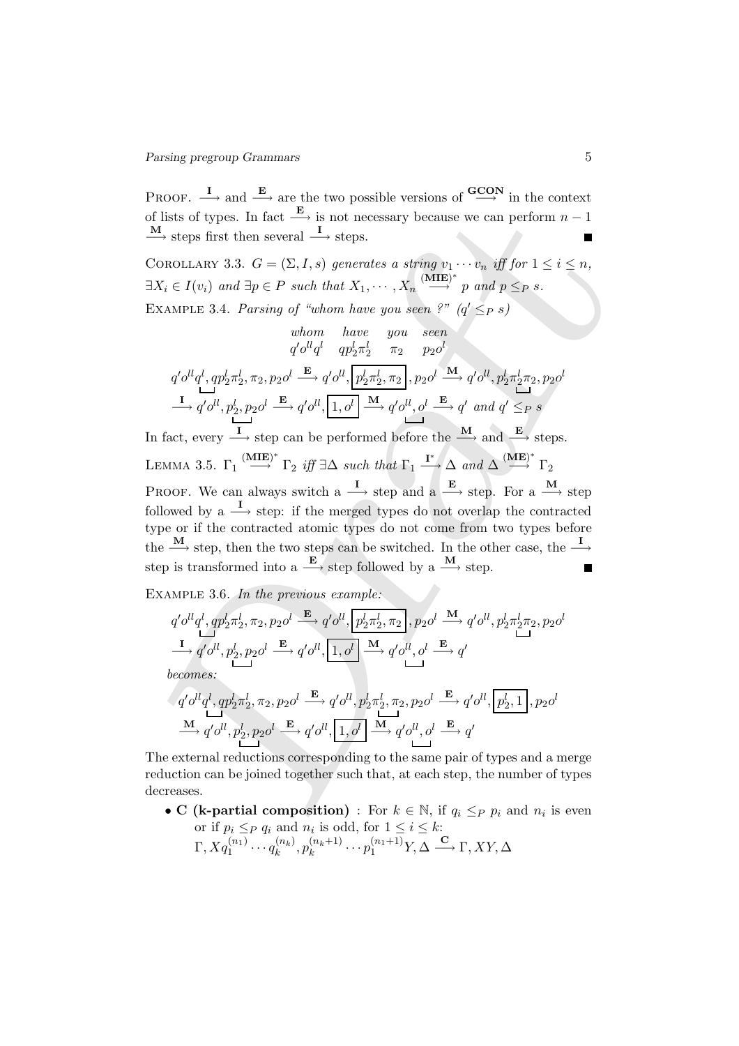PROOF. $\xrightarrow{\mathbf{I}}$ and $\xrightarrow{\mathbf{E}}$ are the two possible versions of $\xrightarrow{\mathbf{GCON}}$ in the context of lists of types. In fact $\xrightarrow{\mathbf{E}}$ is not necessary because we can perform $n-1$ $\xrightarrow{\mathbf{M}}$ steps first then several $\xrightarrow{\mathbf{I}}$ steps. ■

COROLLARY 3.3. *$G = (\Sigma, I, s)$ generates a string $v_1 \cdots v_n$ iff for $1 \leq i \leq n$, $\exists X_i \in I(v_i)$ and $\exists p \in P$ such that $X_1, \cdots, X_n \xrightarrow{(\mathbf{MIE})^*} p$ and $p \leq_P s$.*

EXAMPLE 3.4. *Parsing of "whom have you seen ?" ($q' \leq_P s$)*

$$\begin{array}{cccc} whom & have & you & seen \\ q'o^{ll}q^l & qp_2^l\pi_2^l & \pi_2 & p_2o^l \end{array}$$

$$q'o^{ll}q^l, qp_2^l\pi_2^l, \pi_2, p_2o^l \xrightarrow{\mathbf{E}} q'o^{ll}, \boxed{p_2^l\pi_2^l, \pi_2}, p_2o^l \xrightarrow{\mathbf{M}} q'o^{ll}, p_2^l\pi_2^l\pi_2, p_2o^l$$

$$\xrightarrow{\mathbf{I}} q'o^{ll}, p_2^l, p_2o^l \xrightarrow{\mathbf{E}} q'o^{ll}, \boxed{1, o^l} \xrightarrow{\mathbf{M}} q'o^{ll}, o^l \xrightarrow{\mathbf{E}} q' \text{ and } q' \leq_P s$$

In fact, every $\xrightarrow{\mathbf{I}}$ step can be performed before the $\xrightarrow{\mathbf{M}}$ and $\xrightarrow{\mathbf{E}}$ steps.

LEMMA 3.5. *$\Gamma_1 \xrightarrow{(\mathbf{MIE})^*} \Gamma_2$ iff $\exists \Delta$ such that $\Gamma_1 \xrightarrow{\mathbf{I}^*} \Delta$ and $\Delta \xrightarrow{(\mathbf{ME})^*} \Gamma_2$*

PROOF. We can always switch a $\xrightarrow{\mathbf{I}}$ step and a $\xrightarrow{\mathbf{E}}$ step. For a $\xrightarrow{\mathbf{M}}$ step followed by a $\xrightarrow{\mathbf{I}}$ step: if the merged types do not overlap the contracted type or if the contracted atomic types do not come from two types before the $\xrightarrow{\mathbf{M}}$ step, then the two steps can be switched. In the other case, the $\xrightarrow{\mathbf{I}}$ step is transformed into a $\xrightarrow{\mathbf{E}}$ step followed by a $\xrightarrow{\mathbf{M}}$ step. ■

EXAMPLE 3.6. *In the previous example:*

$$q'o^{ll}q^l, qp_2^l\pi_2^l, \pi_2, p_2o^l \xrightarrow{\mathbf{E}} q'o^{ll}, \boxed{p_2^l\pi_2^l, \pi_2}, p_2o^l \xrightarrow{\mathbf{M}} q'o^{ll}, p_2^l\pi_2^l\pi_2, p_2o^l$$

$$\xrightarrow{\mathbf{I}} q'o^{ll}, p_2^l, p_2o^l \xrightarrow{\mathbf{E}} q'o^{ll}, \boxed{1, o^l} \xrightarrow{\mathbf{M}} q'o^{ll}, o^l \xrightarrow{\mathbf{E}} q'$$

*becomes:*

$$q'o^{ll}q^l, qp_2^l\pi_2^l, \pi_2, p_2o^l \xrightarrow{\mathbf{E}} q'o^{ll}, p_2^l\pi_2^l, \pi_2, p_2o^l \xrightarrow{\mathbf{E}} q'o^{ll}, \boxed{p_2^l, 1}, p_2o^l$$

$$\xrightarrow{\mathbf{M}} q'o^{ll}, p_2^l, p_2o^l \xrightarrow{\mathbf{E}} q'o^{ll}, \boxed{1, o^l} \xrightarrow{\mathbf{M}} q'o^{ll}, o^l \xrightarrow{\mathbf{E}} q'$$

The external reductions corresponding to the same pair of types and a merge reduction can be joined together such that, at each step, the number of types decreases.

- **C (k-partial composition)** : For $k \in \mathbb{N}$, if $q_i \leq_P p_i$ and $n_i$ is even or if $p_i \leq_P q_i$ and $n_i$ is odd, for $1 \leq i \leq k$:
  $\Gamma, Xq_1^{(n_1)} \cdots q_k^{(n_k)}, p_k^{(n_k+1)} \cdots p_1^{(n_1+1)}Y, \Delta \xrightarrow{\mathbf{C}} \Gamma, XY, \Delta$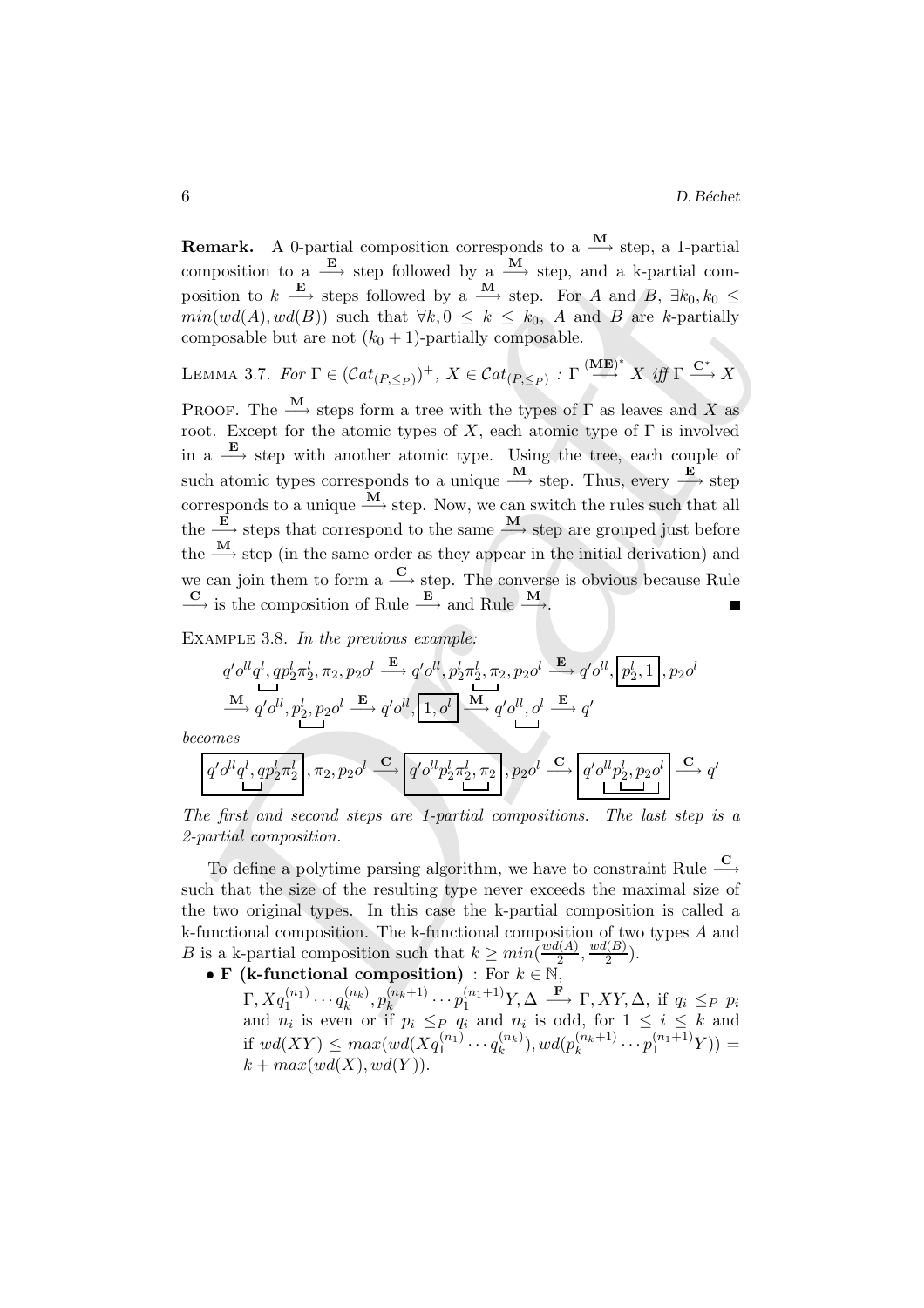**Remark.** A 0-partial composition corresponds to a $\xrightarrow{\mathbf{M}}$ step, a 1-partial composition to a $\xrightarrow{\mathbf{E}}$ step followed by a $\xrightarrow{\mathbf{M}}$ step, and a k-partial composition to $k$ $\xrightarrow{\mathbf{E}}$ steps followed by a $\xrightarrow{\mathbf{M}}$ step. For $A$ and $B$, $\exists k_0, k_0 \leq min(wd(A), wd(B))$ such that $\forall k, 0 \leq k \leq k_0$, $A$ and $B$ are $k$-partially composable but are not $(k_0+1)$-partially composable.

LEMMA 3.7. *For* $\Gamma \in (\mathcal{C}at_{(P,\leq_P)})^+$, $X \in \mathcal{C}at_{(P,\leq_P)}$ : $\Gamma \xrightarrow{(\mathbf{ME})^*} X$ *iff* $\Gamma \xrightarrow{\mathbf{C}^*} X$

PROOF. The $\xrightarrow{\mathbf{M}}$ steps form a tree with the types of $\Gamma$ as leaves and $X$ as root. Except for the atomic types of $X$, each atomic type of $\Gamma$ is involved in a $\xrightarrow{\mathbf{E}}$ step with another atomic type. Using the tree, each couple of such atomic types corresponds to a unique $\xrightarrow{\mathbf{M}}$ step. Thus, every $\xrightarrow{\mathbf{E}}$ step corresponds to a unique $\xrightarrow{\mathbf{M}}$ step. Now, we can switch the rules such that all the $\xrightarrow{\mathbf{E}}$ steps that correspond to the same $\xrightarrow{\mathbf{M}}$ step are grouped just before the $\xrightarrow{\mathbf{M}}$ step (in the same order as they appear in the initial derivation) and we can join them to form a $\xrightarrow{\mathbf{C}}$ step. The converse is obvious because Rule $\xrightarrow{\mathbf{C}}$ is the composition of Rule $\xrightarrow{\mathbf{E}}$ and Rule $\xrightarrow{\mathbf{M}}$. ∎

EXAMPLE 3.8. *In the previous example:*

$$q'o^{ll}\underbrace{q^l, q}p_2^l\pi_2^l, \pi_2, p_2o^l \xrightarrow{\mathbf{E}} q'o^{ll}, p_2^l\underbrace{\pi_2^l, \pi_2}, p_2o^l \xrightarrow{\mathbf{E}} q'o^{ll}, \boxed{p_2^l, 1}, p_2o^l$$
$$\xrightarrow{\mathbf{M}} q'o^{ll}, \underbrace{p_2^l, p_2}o^l \xrightarrow{\mathbf{E}} q'o^{ll}, \boxed{1, o^l} \xrightarrow{\mathbf{M}} q'\underbrace{o^{ll}, o^l} \xrightarrow{\mathbf{E}} q'$$

*becomes*

$$\boxed{q'o^{ll}\underbrace{q^l, q}p_2^l\pi_2^l}, \pi_2, p_2o^l \xrightarrow{\mathbf{C}} \boxed{q'o^{ll}p_2^l\underbrace{\pi_2^l, \pi_2}}, p_2o^l \xrightarrow{\mathbf{C}} \boxed{q'\underbrace{o^{ll}\underbrace{p_2^l, p_2}o^l}} \xrightarrow{\mathbf{C}} q'$$

*The first and second steps are 1-partial compositions. The last step is a 2-partial composition.*

To define a polytime parsing algorithm, we have to constraint Rule $\xrightarrow{\mathbf{C}}$ such that the size of the resulting type never exceeds the maximal size of the two original types. In this case the k-partial composition is called a k-functional composition. The k-functional composition of two types $A$ and $B$ is a k-partial composition such that $k \geq min(\frac{wd(A)}{2}, \frac{wd(B)}{2})$.

- **F (k-functional composition)** : For $k \in \mathbb{N}$, $\Gamma, Xq_1^{(n_1)} \cdots q_k^{(n_k)}, p_k^{(n_k+1)} \cdots p_1^{(n_1+1)}Y, \Delta \xrightarrow{\mathbf{F}} \Gamma, XY, \Delta$, if $q_i \leq_P p_i$ and $n_i$ is even or if $p_i \leq_P q_i$ and $n_i$ is odd, for $1 \leq i \leq k$ and if $wd(XY) \leq max(wd(Xq_1^{(n_1)} \cdots q_k^{(n_k)}), wd(p_k^{(n_k+1)} \cdots p_1^{(n_1+1)}Y)) = k + max(wd(X), wd(Y))$.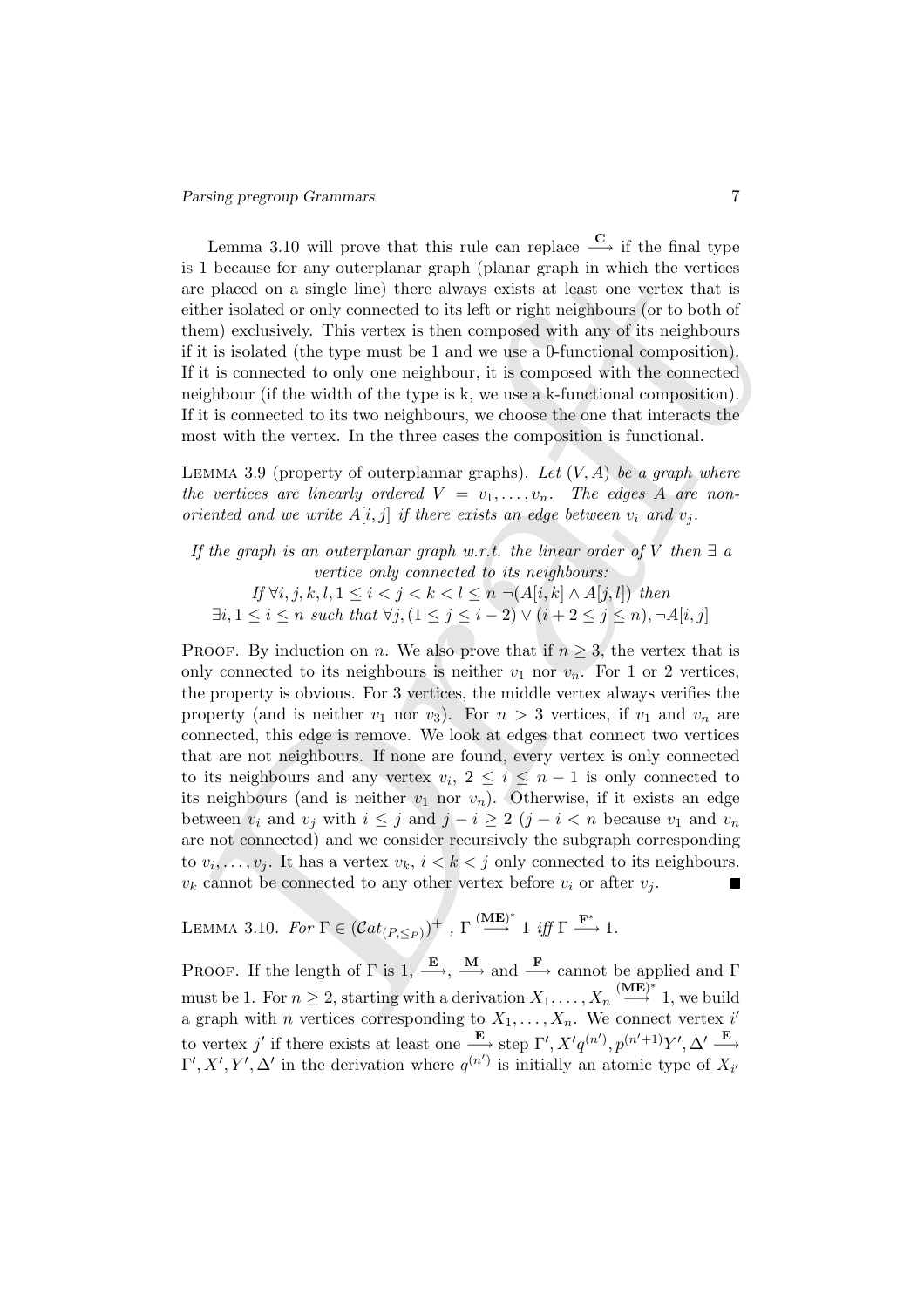Lemma 3.10 will prove that this rule can replace $\xrightarrow{\mathbf{C}}$ if the final type is 1 because for any outerplanar graph (planar graph in which the vertices are placed on a single line) there always exists at least one vertex that is either isolated or only connected to its left or right neighbours (or to both of them) exclusively. This vertex is then composed with any of its neighbours if it is isolated (the type must be 1 and we use a 0-functional composition). If it is connected to only one neighbour, it is composed with the connected neighbour (if the width of the type is k, we use a k-functional composition). If it is connected to its two neighbours, we choose the one that interacts the most with the vertex. In the three cases the composition is functional.

Lemma 3.9 (property of outerplannar graphs). *Let $(V, A)$ be a graph where the vertices are linearly ordered $V = v_1, \ldots, v_n$. The edges $A$ are non-oriented and we write $A[i, j]$ if there exists an edge between $v_i$ and $v_j$.*

*If the graph is an outerplanar graph w.r.t. the linear order of $V$ then $\exists$ a vertice only connected to its neighbours:*

$$\text{If } \forall i, j, k, l, 1 \leq i < j < k < l \leq n \ \neg(A[i, k] \wedge A[j, l]) \text{ then}$$
$$\exists i, 1 \leq i \leq n \text{ such that } \forall j, (1 \leq j \leq i - 2) \vee (i + 2 \leq j \leq n), \neg A[i, j]$$

Proof. By induction on $n$. We also prove that if $n \geq 3$, the vertex that is only connected to its neighbours is neither $v_1$ nor $v_n$. For 1 or 2 vertices, the property is obvious. For 3 vertices, the middle vertex always verifies the property (and is neither $v_1$ nor $v_3$). For $n > 3$ vertices, if $v_1$ and $v_n$ are connected, this edge is remove. We look at edges that connect two vertices that are not neighbours. If none are found, every vertex is only connected to its neighbours and any vertex $v_i$, $2 \leq i \leq n - 1$ is only connected to its neighbours (and is neither $v_1$ nor $v_n$). Otherwise, if it exists an edge between $v_i$ and $v_j$ with $i \leq j$ and $j - i \geq 2$ ($j - i < n$ because $v_1$ and $v_n$ are not connected) and we consider recursively the subgraph corresponding to $v_i, \ldots, v_j$. It has a vertex $v_k$, $i < k < j$ only connected to its neighbours. $v_k$ cannot be connected to any other vertex before $v_i$ or after $v_j$. ■

Lemma 3.10. *For $\Gamma \in (\mathcal{C}at_{(P, \leq_P)})^+$ , $\Gamma \xrightarrow{(\mathbf{ME})^*} 1$ iff $\Gamma \xrightarrow{\mathbf{F}^*} 1$.*

Proof. If the length of $\Gamma$ is 1, $\xrightarrow{\mathbf{E}}$, $\xrightarrow{\mathbf{M}}$ and $\xrightarrow{\mathbf{F}}$ cannot be applied and $\Gamma$ must be 1. For $n \geq 2$, starting with a derivation $X_1, \ldots, X_n \xrightarrow{(\mathbf{ME})^*} 1$, we build a graph with $n$ vertices corresponding to $X_1, \ldots, X_n$. We connect vertex $i'$ to vertex $j'$ if there exists at least one $\xrightarrow{\mathbf{E}}$ step $\Gamma', X' q^{(n')}, p^{(n'+1)} Y', \Delta' \xrightarrow{\mathbf{E}} \Gamma', X', Y', \Delta'$ in the derivation where $q^{(n')}$ is initially an atomic type of $X_{i'}$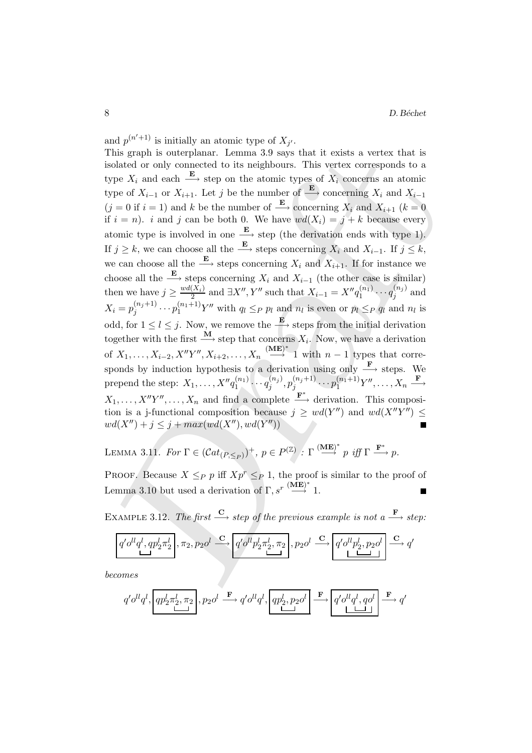and $p^{(n'+1)}$ is initially an atomic type of $X_{j'}$.

This graph is outerplanar. Lemma 3.9 says that it exists a vertex that is isolated or only connected to its neighbours. This vertex corresponds to a type $X_i$ and each $\xrightarrow{\mathbf{E}}$ step on the atomic types of $X_i$ concerns an atomic type of $X_{i-1}$ or $X_{i+1}$. Let $j$ be the number of $\xrightarrow{\mathbf{E}}$ concerning $X_i$ and $X_{i-1}$ ($j = 0$ if $i = 1$) and $k$ be the number of $\xrightarrow{\mathbf{E}}$ concerning $X_i$ and $X_{i+1}$ ($k = 0$ if $i = n$). $i$ and $j$ can be both 0. We have $wd(X_i) = j + k$ because every atomic type is involved in one $\xrightarrow{\mathbf{E}}$ step (the derivation ends with type 1). If $j \geq k$, we can choose all the $\xrightarrow{\mathbf{E}}$ steps concerning $X_i$ and $X_{i-1}$. If $j \leq k$, we can choose all the $\xrightarrow{\mathbf{E}}$ steps concerning $X_i$ and $X_{i+1}$. If for instance we choose all the $\xrightarrow{\mathbf{E}}$ steps concerning $X_i$ and $X_{i-1}$ (the other case is similar) then we have $j \geq \frac{wd(X_i)}{2}$ and $\exists X'', Y''$ such that $X_{i-1} = X'' q_1^{(n_1)} \cdots q_j^{(n_j)}$ and $X_i = p_j^{(n_j+1)} \cdots p_1^{(n_1+1)} Y''$ with $q_l \leq_P p_l$ and $n_l$ is even or $p_l \leq_P q_l$ and $n_l$ is odd, for $1 \leq l \leq j$. Now, we remove the $\xrightarrow{\mathbf{E}}$ steps from the initial derivation together with the first $\xrightarrow{\mathbf{M}}$ step that concerns $X_i$. Now, we have a derivation of $X_1, \ldots, X_{i-2}, X''Y'', X_{i+2}, \ldots, X_n \xrightarrow{(\mathbf{ME})^*} 1$ with $n-1$ types that corresponds by induction hypothesis to a derivation using only $\xrightarrow{\mathbf{F}}$ steps. We prepend the step: $X_1, \ldots, X'' q_1^{(n_1)} \cdots q_j^{(n_j)}, p_j^{(n_j+1)} \cdots p_1^{(n_1+1)} Y'', \ldots, X_n \xrightarrow{\mathbf{F}} X_1, \ldots, X''Y'', \ldots, X_n$ and find a complete $\xrightarrow{\mathbf{F}^*}$ derivation. This composition is a j-functional composition because $j \geq wd(Y'')$ and $wd(X''Y'') \leq wd(X'') + j \leq j + max(wd(X''), wd(Y''))$ ∎

LEMMA 3.11. *For* $\Gamma \in (\mathcal{C}at_{(P,\leq_P)})^+$, $p \in P^{(\mathbb{Z})}$ : $\Gamma \xrightarrow{(\mathbf{ME})^*} p$ *iff* $\Gamma \xrightarrow{\mathbf{F}^*} p$.

PROOF. Because $X \leq_P p$ iff $Xp^r \leq_P 1$, the proof is similar to the proof of Lemma 3.10 but used a derivation of $\Gamma, s^r \xrightarrow{(\mathbf{ME})^*} 1$. ∎

EXAMPLE 3.12. *The first* $\xrightarrow{\mathbf{C}}$ *step of the previous example is not a* $\xrightarrow{\mathbf{F}}$ *step:*

$$\boxed{q' o^{ll} q^l, q p_2^l \pi_2^l}, \pi_2, p_2 o^l \xrightarrow{\mathbf{C}} \boxed{q' o^{ll} p_2^l \pi_2^l, \pi_2}, p_2 o^l \xrightarrow{\mathbf{C}} \boxed{q' o^{ll} p_2^l, p_2 o^l} \xrightarrow{\mathbf{C}} q'$$

*becomes*

$$q' o^{ll} q^l, \boxed{q p_2^l \pi_2^l, \pi_2}, p_2 o^l \xrightarrow{\mathbf{F}} q' o^{ll} q^l, \boxed{q p_2^l, p_2 o^l} \xrightarrow{\mathbf{F}} \boxed{q' o^{ll} q^l, q o^l} \xrightarrow{\mathbf{F}} q'$$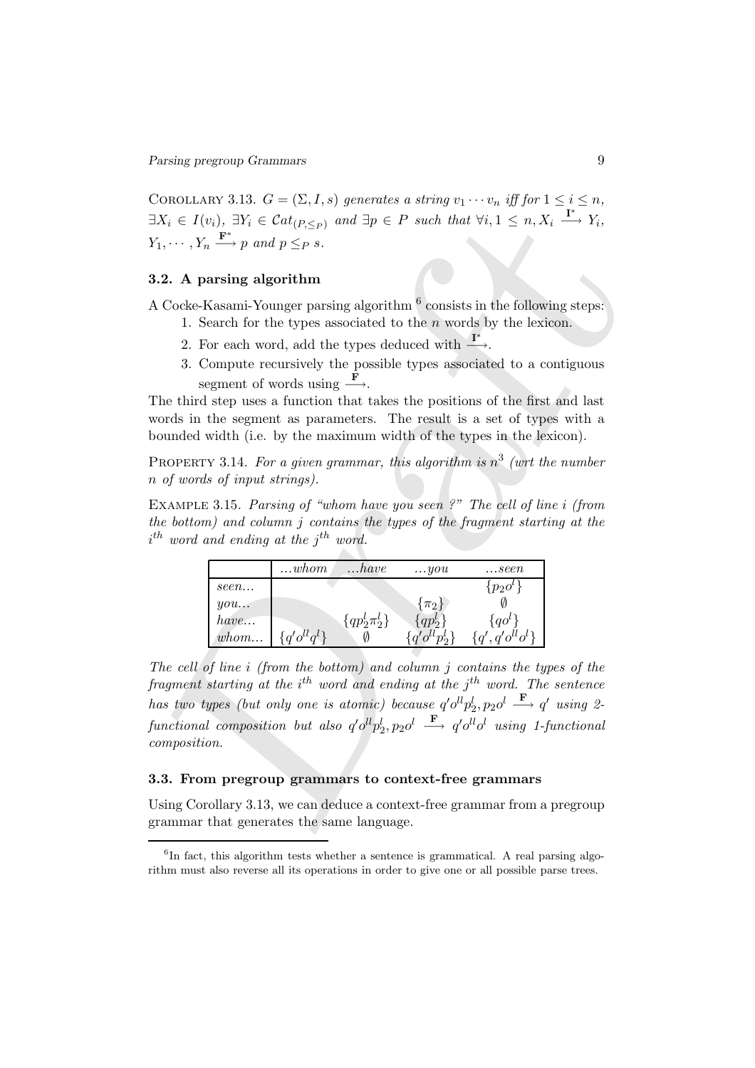COROLLARY 3.13. *$G = (\Sigma, I, s)$ generates a string $v_1 \cdots v_n$ iff for $1 \leq i \leq n$, $\exists X_i \in I(v_i)$, $\exists Y_i \in \mathcal{C}at_{(P,\leq_P)}$ and $\exists p \in P$ such that $\forall i, 1 \leq n, X_i \xrightarrow{\mathbf{I}^*} Y_i$, $Y_1, \cdots, Y_n \xrightarrow{\mathbf{F}^*} p$ and $p \leq_P s$.*

### 3.2. A parsing algorithm

A Cocke-Kasami-Younger parsing algorithm [6] consists in the following steps:

1. Search for the types associated to the $n$ words by the lexicon.
2. For each word, add the types deduced with $\xrightarrow{\mathbf{I}^*}$.
3. Compute recursively the possible types associated to a contiguous segment of words using $\xrightarrow{\mathbf{F}}$.

The third step uses a function that takes the positions of the first and last words in the segment as parameters. The result is a set of types with a bounded width (i.e. by the maximum width of the types in the lexicon).

PROPERTY 3.14. *For a given grammar, this algorithm is $n^3$ (wrt the number $n$ of words of input strings).*

EXAMPLE 3.15. *Parsing of "whom have you seen ?" The cell of line $i$ (from the bottom) and column $j$ contains the types of the fragment starting at the $i^{th}$ word and ending at the $j^{th}$ word.*

| | *...whom* | *...have* | *...you* | *...seen* |
|---|---|---|---|---|
| *seen...* | | | | $\{p_2 o^l\}$ |
| *you...* | | | $\{\pi_2\}$ | $\emptyset$ |
| *have...* | | $\{q p_2^l \pi_2^l\}$ | $\{q p_2^l\}$ | $\{q o^l\}$ |
| *whom...* | $\{q' o^{ll} q^l\}$ | $\emptyset$ | $\{q' o^{ll} p_2^l\}$ | $\{q', q' o^{ll} o^l\}$ |

*The cell of line $i$ (from the bottom) and column $j$ contains the types of the fragment starting at the $i^{th}$ word and ending at the $j^{th}$ word. The sentence has two types (but only one is atomic) because $q' o^{ll} p_2^l, p_2 o^l \xrightarrow{\mathbf{F}} q'$ using 2-functional composition but also $q' o^{ll} p_2^l, p_2 o^l \xrightarrow{\mathbf{F}} q' o^{ll} o^l$ using 1-functional composition.*

### 3.3. From pregroup grammars to context-free grammars

Using Corollary 3.13, we can deduce a context-free grammar from a pregroup grammar that generates the same language.

---

[6] In fact, this algorithm tests whether a sentence is grammatical. A real parsing algorithm must also reverse all its operations in order to give one or all possible parse trees.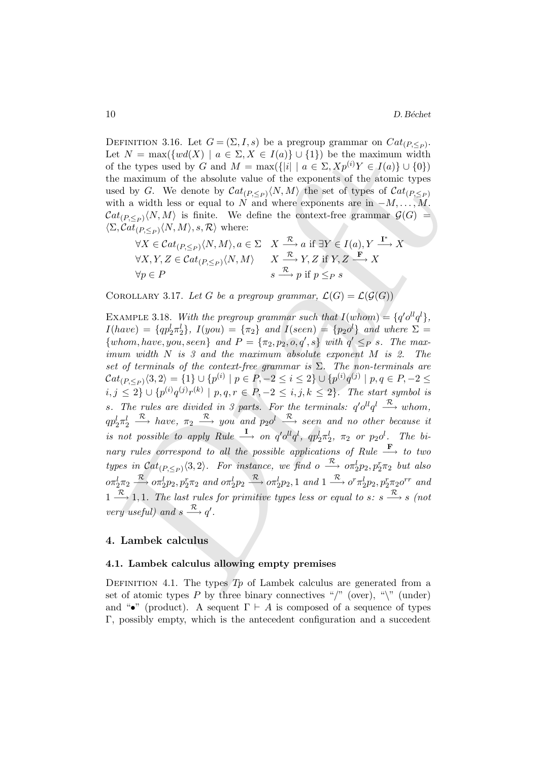DEFINITION 3.16. Let $G = (\Sigma, I, s)$ be a pregroup grammar on $Cat_{(P,\leq_P)}$. Let $N = \max(\{wd(X) \mid a \in \Sigma, X \in I(a)\} \cup \{1\})$ be the maximum width of the types used by $G$ and $M = \max(\{|i| \mid a \in \Sigma, Xp^{(i)}Y \in I(a)\} \cup \{0\})$ the maximum of the absolute value of the exponents of the atomic types used by $G$. We denote by $\mathcal{C}at_{(P,\leq_P)}\langle N, M\rangle$ the set of types of $\mathcal{C}at_{(P,\leq_P)}$ with a width less or equal to $N$ and where exponents are in $-M, \ldots, M$. $\mathcal{C}at_{(P,\leq_P)}\langle N, M\rangle$ is finite. We define the context-free grammar $\mathcal{G}(G) = \langle \Sigma, \mathcal{C}at_{(P,\leq_P)}\langle N, M\rangle, s, \mathcal{R}\rangle$ where:

$$
\begin{array}{lll}
\forall X \in \mathcal{C}at_{(P,\leq_P)}\langle N, M\rangle, a \in \Sigma & X \xrightarrow{\mathcal{R}} a \text{ if } \exists Y \in I(a), Y \xrightarrow{\mathbf{I}^*} X \\
\forall X, Y, Z \in \mathcal{C}at_{(P,\leq_P)}\langle N, M\rangle & X \xrightarrow{\mathcal{R}} Y, Z \text{ if } Y, Z \xrightarrow{\mathbf{F}} X \\
\forall p \in P & s \xrightarrow{\mathcal{R}} p \text{ if } p \leq_P s
\end{array}
$$

COROLLARY 3.17. *Let $G$ be a pregroup grammar, $\mathcal{L}(G) = \mathcal{L}(\mathcal{G}(G))$*

EXAMPLE 3.18. *With the pregroup grammar such that $I(whom) = \{q'o^{ll}q^l\}$, $I(have) = \{qp_2^l\pi_2^l\}$, $I(you) = \{\pi_2\}$ and $I(seen) = \{p_2o^l\}$ and where $\Sigma = \{whom, have, you, seen\}$ and $P = \{\pi_2, p_2, o, q', s\}$ with $q' \leq_P s$. The maximum width $N$ is 3 and the maximum absolute exponent $M$ is 2. The set of terminals of the context-free grammar is $\Sigma$. The non-terminals are $\mathcal{C}at_{(P,\leq_P)}\langle 3, 2\rangle = \{1\} \cup \{p^{(i)} \mid p \in P, -2 \leq i \leq 2\} \cup \{p^{(i)}q^{(j)} \mid p, q \in P, -2 \leq i, j \leq 2\} \cup \{p^{(i)}q^{(j)}r^{(k)} \mid p, q, r \in P, -2 \leq i, j, k \leq 2\}$. The start symbol is $s$. The rules are divided in 3 parts. For the terminals: $q'o^{ll}q^l \xrightarrow{\mathcal{R}} whom$, $qp_2^l\pi_2^l \xrightarrow{\mathcal{R}} have$, $\pi_2 \xrightarrow{\mathcal{R}} you$ and $p_2o^l \xrightarrow{\mathcal{R}} seen$ and no other because it is not possible to apply Rule $\xrightarrow{\mathbf{I}}$ on $q'o^{ll}q^l$, $qp_2^l\pi_2^l$, $\pi_2$ or $p_2o^l$. The binary rules correspond to all the possible applications of Rule $\xrightarrow{\mathbf{F}}$ to two types in $\mathcal{C}at_{(P,\leq_P)}\langle 3, 2\rangle$. For instance, we find $o \xrightarrow{\mathcal{R}} o\pi_2^lp_2, p_2^r\pi_2$ but also $o\pi_2^l\pi_2 \xrightarrow{\mathcal{R}} o\pi_2^lp_2, p_2^r\pi_2$ and $o\pi_2^lp_2 \xrightarrow{\mathcal{R}} o\pi_2^lp_2, 1$ and $1 \xrightarrow{\mathcal{R}} o^r\pi_2^lp_2, p_2^r\pi_2o^{rr}$ and $1 \xrightarrow{\mathcal{R}} 1, 1$. The last rules for primitive types less or equal to $s$: $s \xrightarrow{\mathcal{R}} s$ (not very useful) and $s \xrightarrow{\mathcal{R}} q'$.*

## 4. Lambek calculus

### 4.1. Lambek calculus allowing empty premises

DEFINITION 4.1. The types *Tp* of Lambek calculus are generated from a set of atomic types $P$ by three binary connectives "/" (over), "\" (under) and "•" (product). A sequent $\Gamma \vdash A$ is composed of a sequence of types $\Gamma$, possibly empty, which is the antecedent configuration and a succedent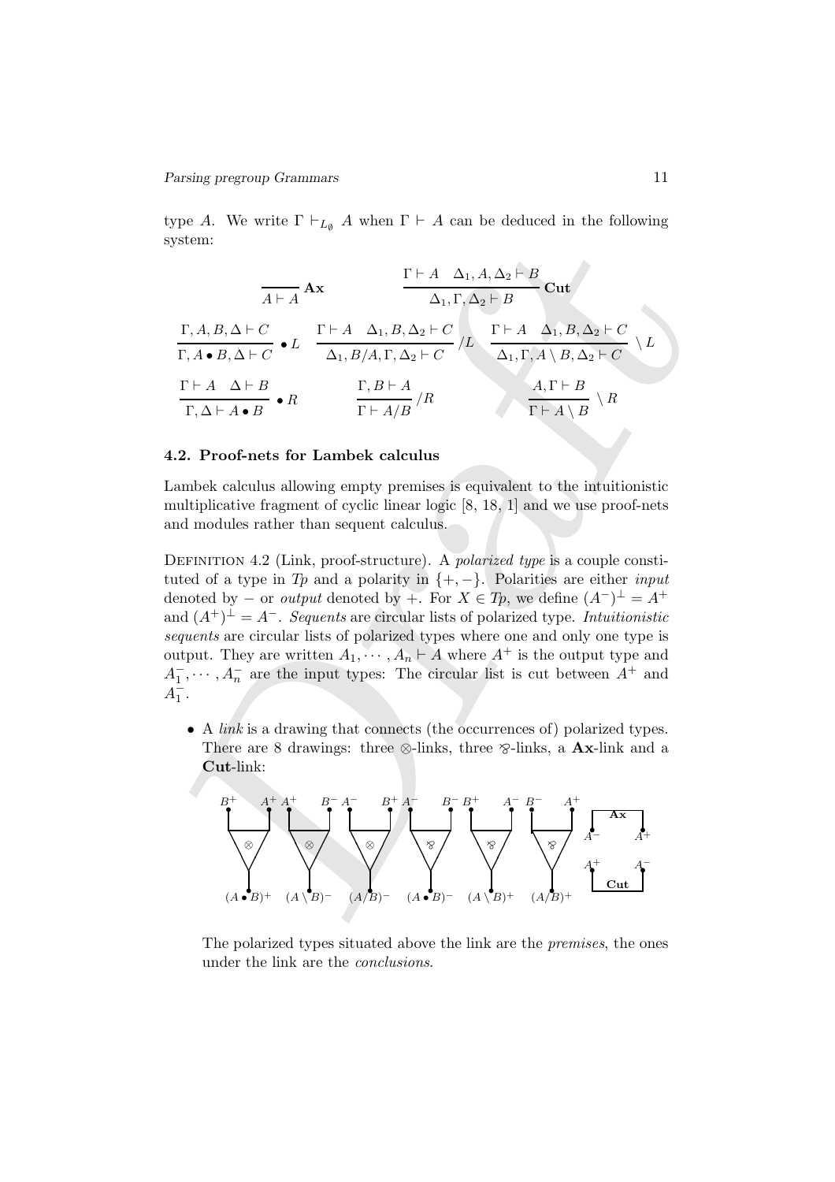type $A$. We write $\Gamma \vdash_{L_\emptyset} A$ when $\Gamma \vdash A$ can be deduced in the following system:

$$\frac{}{A \vdash A}\,\mathbf{Ax} \qquad \frac{\Gamma \vdash A \quad \Delta_1, A, \Delta_2 \vdash B}{\Delta_1, \Gamma, \Delta_2 \vdash B}\,\mathbf{Cut}$$

$$\frac{\Gamma, A, B, \Delta \vdash C}{\Gamma, A \bullet B, \Delta \vdash C}\bullet L \qquad \frac{\Gamma \vdash A \quad \Delta_1, B, \Delta_2 \vdash C}{\Delta_1, B/A, \Gamma, \Delta_2 \vdash C}\,/L \qquad \frac{\Gamma \vdash A \quad \Delta_1, B, \Delta_2 \vdash C}{\Delta_1, \Gamma, A \setminus B, \Delta_2 \vdash C}\setminus L$$

$$\frac{\Gamma \vdash A \quad \Delta \vdash B}{\Gamma, \Delta \vdash A \bullet B}\bullet R \qquad \frac{\Gamma, B \vdash A}{\Gamma \vdash A/B}\,/R \qquad \frac{A, \Gamma \vdash B}{\Gamma \vdash A \setminus B}\setminus R$$

### 4.2. Proof-nets for Lambek calculus

Lambek calculus allowing empty premises is equivalent to the intuitionistic multiplicative fragment of cyclic linear logic [8, 18, 1] and we use proof-nets and modules rather than sequent calculus.

Definition 4.2 (Link, proof-structure). A *polarized type* is a couple constituted of a type in *Tp* and a polarity in $\{+, -\}$. Polarities are either *input* denoted by $-$ or *output* denoted by $+$. For $X \in Tp$, we define $(A^-)^\perp = A^+$ and $(A^+)^\perp = A^-$. *Sequents* are circular lists of polarized type. *Intuitionistic sequents* are circular lists of polarized types where one and only one type is output. They are written $A_1, \cdots, A_n \vdash A$ where $A^+$ is the output type and $A_1^-, \cdots, A_n^-$ are the input types: The circular list is cut between $A^+$ and $A_1^-$.

- A *link* is a drawing that connects (the occurrences of) polarized types. There are 8 drawings: three $\otimes$-links, three $\wp$-links, a **Ax**-link and a **Cut**-link:

  - $\otimes$-link: premises $B^+$, $A^+$; conclusion $(A \bullet B)^+$
  - $\otimes$-link: premises $A^+$, $B^-$; conclusion $(A \setminus B)^-$
  - $\otimes$-link: premises $A^-$, $B^+$; conclusion $(A/B)^-$
  - $\wp$-link: premises $A^-$, $B^-$; conclusion $(A \bullet B)^-$
  - $\wp$-link: premises $B^+$, $A^-$; conclusion $(A \setminus B)^+$
  - $\wp$-link: premises $B^-$, $A^+$; conclusion $(A/B)^+$
  - **Ax**-link: $A^-$, $A^+$
  - **Cut**-link: $A^+$, $A^-$

  The polarized types situated above the link are the *premises*, the ones under the link are the *conclusions*.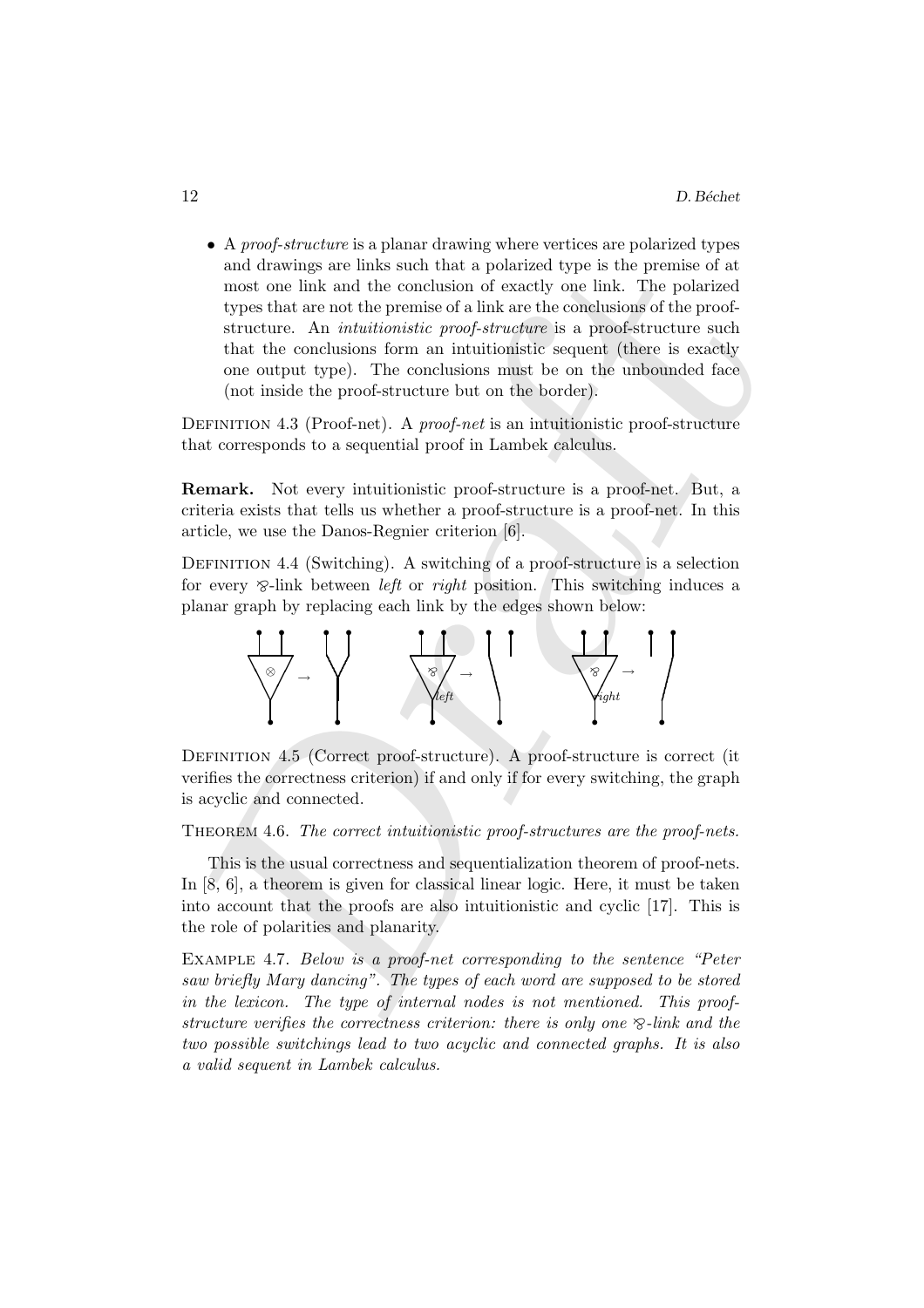- A *proof-structure* is a planar drawing where vertices are polarized types and drawings are links such that a polarized type is the premise of at most one link and the conclusion of exactly one link. The polarized types that are not the premise of a link are the conclusions of the proof-structure. An *intuitionistic proof-structure* is a proof-structure such that the conclusions form an intuitionistic sequent (there is exactly one output type). The conclusions must be on the unbounded face (not inside the proof-structure but on the border).

Definition 4.3 (Proof-net). A *proof-net* is an intuitionistic proof-structure that corresponds to a sequential proof in Lambek calculus.

**Remark.** Not every intuitionistic proof-structure is a proof-net. But, a criteria exists that tells us whether a proof-structure is a proof-net. In this article, we use the Danos-Regnier criterion [6].

Definition 4.4 (Switching). A switching of a proof-structure is a selection for every $\wp$-link between *left* or *right* position. This switching induces a planar graph by replacing each link by the edges shown below:

Definition 4.5 (Correct proof-structure). A proof-structure is correct (it verifies the correctness criterion) if and only if for every switching, the graph is acyclic and connected.

Theorem 4.6. *The correct intuitionistic proof-structures are the proof-nets.*

This is the usual correctness and sequentialization theorem of proof-nets. In [8, 6], a theorem is given for classical linear logic. Here, it must be taken into account that the proofs are also intuitionistic and cyclic [17]. This is the role of polarities and planarity.

Example 4.7. *Below is a proof-net corresponding to the sentence "Peter saw briefly Mary dancing". The types of each word are supposed to be stored in the lexicon. The type of internal nodes is not mentioned. This proof-structure verifies the correctness criterion: there is only one $\wp$-link and the two possible switchings lead to two acyclic and connected graphs. It is also a valid sequent in Lambek calculus.*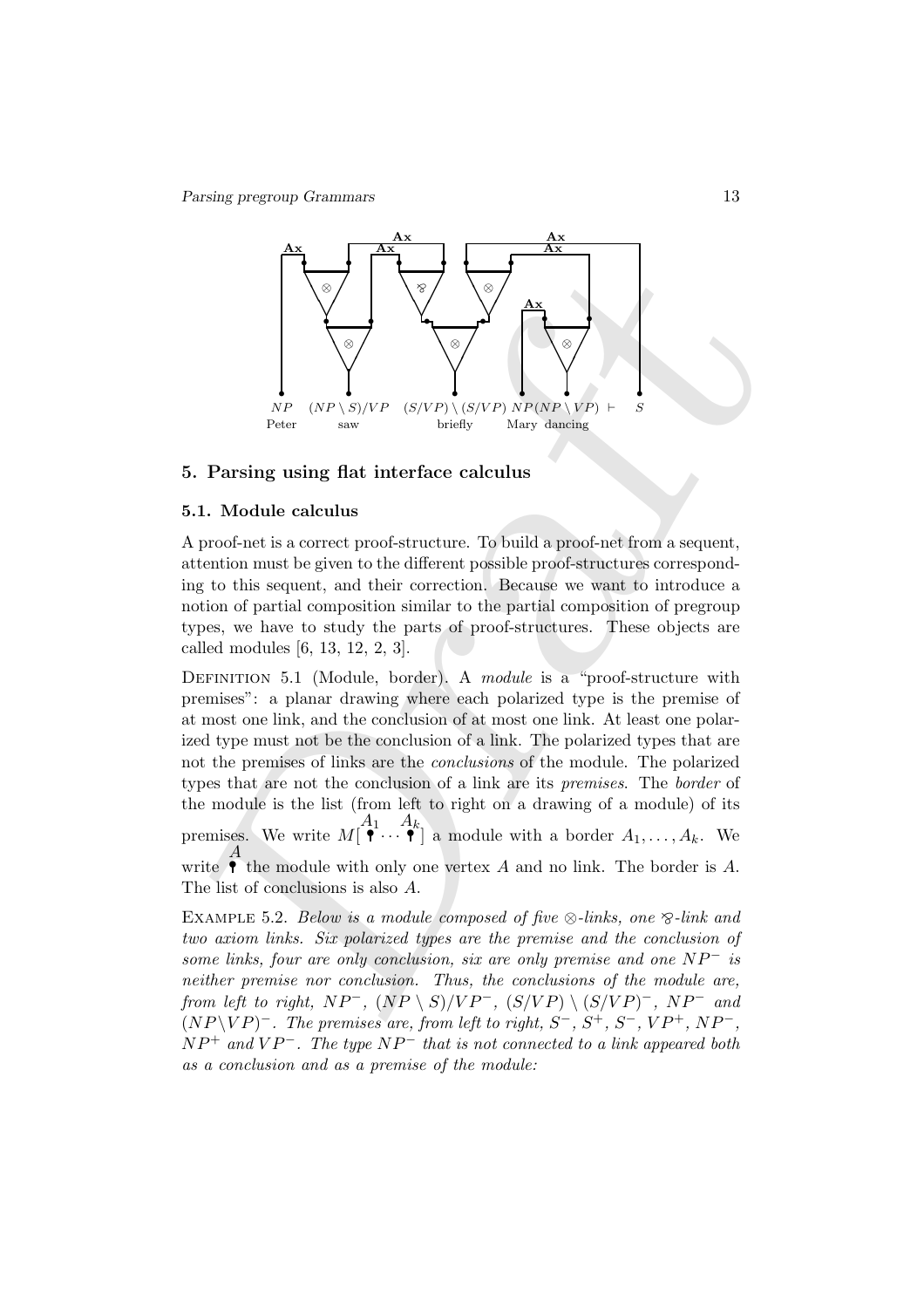$NP \quad (NP \setminus S)/VP \quad (S/VP) \setminus (S/VP) \; NP (NP \setminus VP) \vdash \quad S$

Peter saw briefly Mary dancing

## 5. Parsing using flat interface calculus

### 5.1. Module calculus

A proof-net is a correct proof-structure. To build a proof-net from a sequent, attention must be given to the different possible proof-structures corresponding to this sequent, and their correction. Because we want to introduce a notion of partial composition similar to the partial composition of pregroup types, we have to study the parts of proof-structures. These objects are called modules [6, 13, 12, 2, 3].

DEFINITION 5.1 (Module, border). A *module* is a "proof-structure with premises": a planar drawing where each polarized type is the premise of at most one link, and the conclusion of at most one link. At least one polarized type must not be the conclusion of a link. The polarized types that are not the premises of links are the *conclusions* of the module. The polarized types that are not the conclusion of a link are its *premises*. The *border* of the module is the list (from left to right on a drawing of a module) of its premises. We write $M[\overset{A_1}{\bullet} \cdots \overset{A_k}{\bullet}]$ a module with a border $A_1, \ldots, A_k$. We write $\overset{A}{\bullet}$ the module with only one vertex $A$ and no link. The border is $A$. The list of conclusions is also $A$.

EXAMPLE 5.2. *Below is a module composed of five* $\otimes$*-links, one* $\wp$*-link and two axiom links. Six polarized types are the premise and the conclusion of some links, four are only conclusion, six are only premise and one* $NP^-$ *is neither premise nor conclusion. Thus, the conclusions of the module are, from left to right,* $NP^-$, $(NP \setminus S)/VP^-$, $(S/VP) \setminus (S/VP)^-$, $NP^-$ *and* $(NP \setminus VP)^-$. *The premises are, from left to right,* $S^-$, $S^+$, $S^-$, $VP^+$, $NP^-$, $NP^+$ *and* $VP^-$. *The type* $NP^-$ *that is not connected to a link appeared both as a conclusion and as a premise of the module:*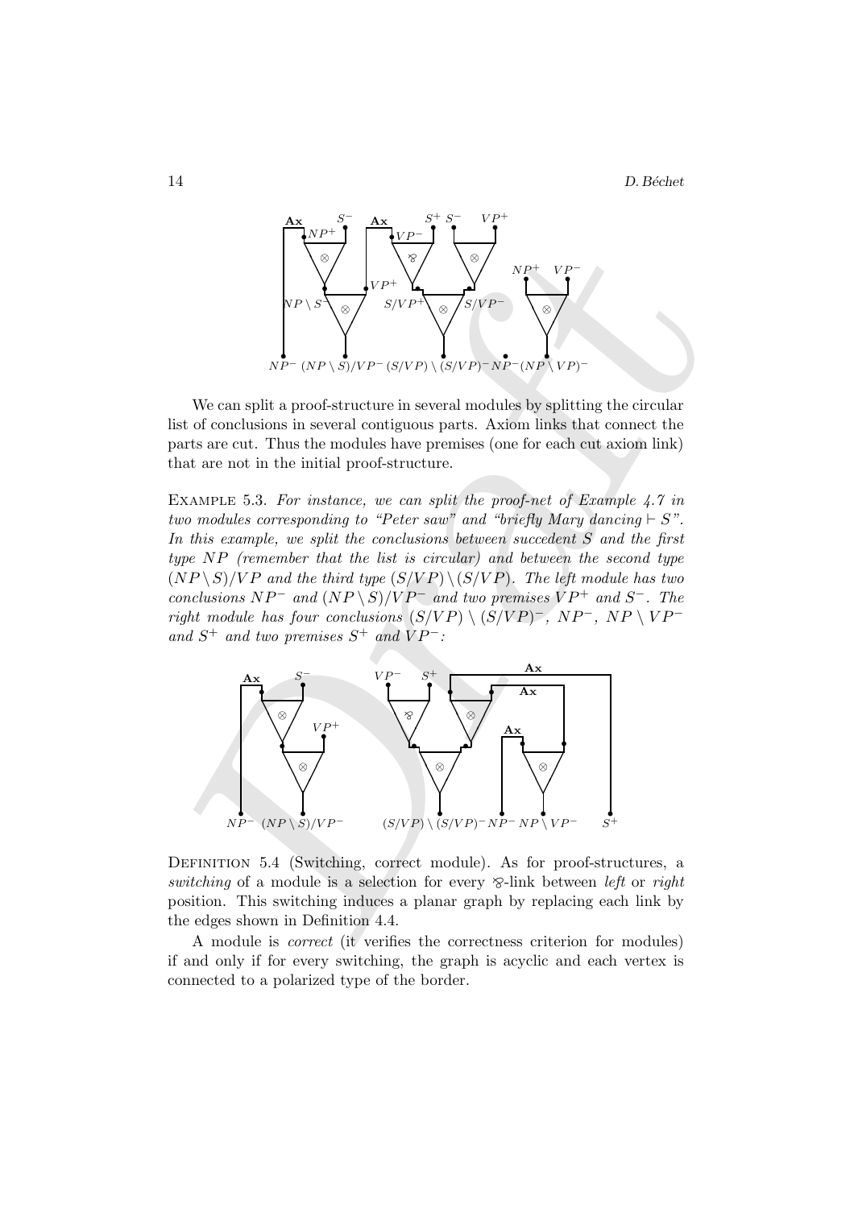We can split a proof-structure in several modules by splitting the circular list of conclusions in several contiguous parts. Axiom links that connect the parts are cut. Thus the modules have premises (one for each cut axiom link) that are not in the initial proof-structure.

EXAMPLE 5.3. *For instance, we can split the proof-net of Example 4.7 in two modules corresponding to "Peter saw" and "briefly Mary dancing $\vdash S$". In this example, we split the conclusions between succedent $S$ and the first type $NP$ (remember that the list is circular) and between the second type $(NP \setminus S)/VP$ and the third type $(S/VP) \setminus (S/VP)$. The left module has two conclusions $NP^-$ and $(NP \setminus S)/VP^-$ and two premises $VP^+$ and $S^-$. The right module has four conclusions $(S/VP) \setminus (S/VP)^-$, $NP^-$, $NP \setminus VP^-$ and $S^+$ and two premises $S^+$ and $VP^-$:*

DEFINITION 5.4 (Switching, correct module). As for proof-structures, a *switching* of a module is a selection for every $\wp$-link between *left* or *right* position. This switching induces a planar graph by replacing each link by the edges shown in Definition 4.4.

A module is *correct* (it verifies the correctness criterion for modules) if and only if for every switching, the graph is acyclic and each vertex is connected to a polarized type of the border.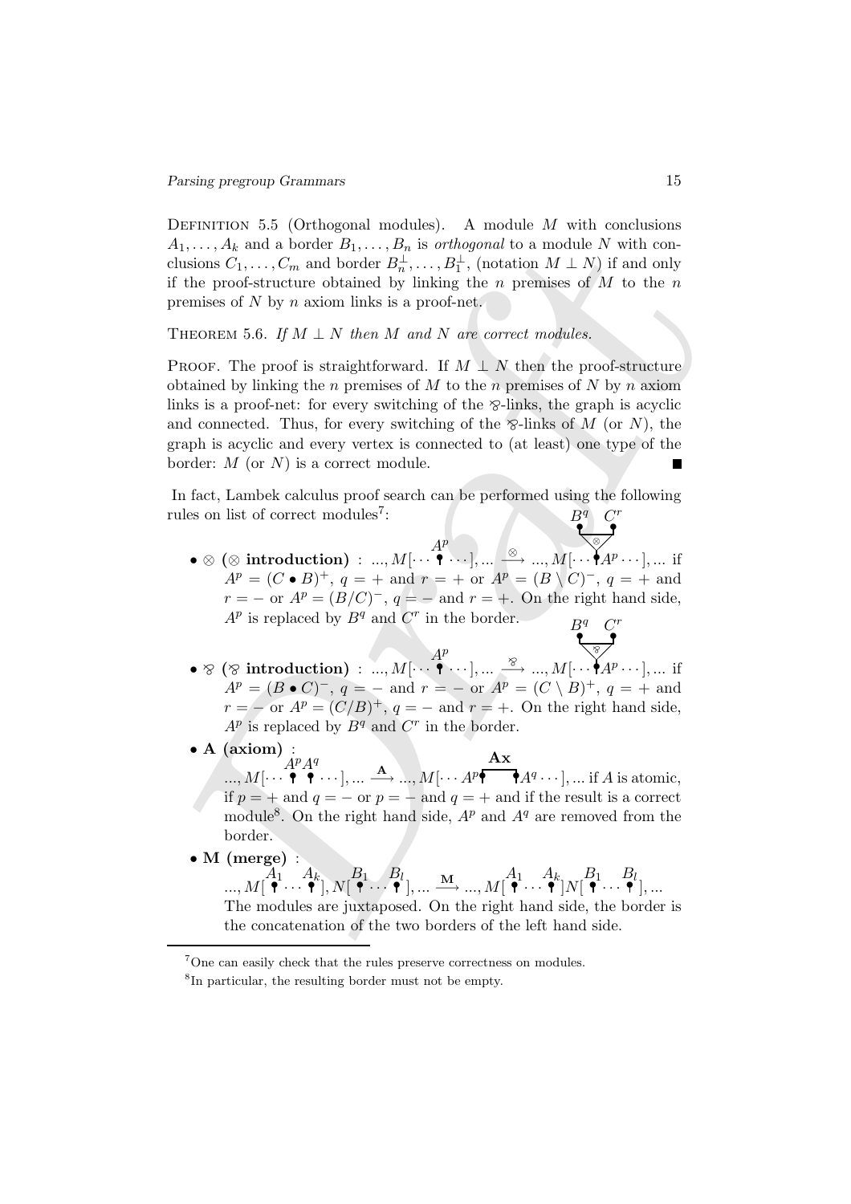DEFINITION 5.5 (Orthogonal modules). A module $M$ with conclusions $A_1, \ldots, A_k$ and a border $B_1, \ldots, B_n$ is *orthogonal* to a module $N$ with conclusions $C_1, \ldots, C_m$ and border $B_n^\perp, \ldots, B_1^\perp$, (notation $M \perp N$) if and only if the proof-structure obtained by linking the $n$ premises of $M$ to the $n$ premises of $N$ by $n$ axiom links is a proof-net.

THEOREM 5.6. *If $M \perp N$ then $M$ and $N$ are correct modules.*

PROOF. The proof is straightforward. If $M \perp N$ then the proof-structure obtained by linking the $n$ premises of $M$ to the $n$ premises of $N$ by $n$ axiom links is a proof-net: for every switching of the $\wp$-links, the graph is acyclic and connected. Thus, for every switching of the $\wp$-links of $M$ (or $N$), the graph is acyclic and every vertex is connected to (at least) one type of the border: $M$ (or $N$) is a correct module. ■

In fact, Lambek calculus proof search can be performed using the following rules on list of correct modules[7]:

- $\otimes$ **($\otimes$ introduction)** : $..., M[\cdots \overset{A^p}{\bullet} \cdots], ... \xrightarrow{\otimes} ..., M[\cdots A^p \cdots], ...$ (where $A^p$ becomes the conclusion of a $\otimes$-link with premises $B^q$ and $C^r$) if $A^p = (C \bullet B)^+$, $q = +$ and $r = +$ or $A^p = (B \setminus C)^-$, $q = +$ and $r = -$ or $A^p = (B/C)^-$, $q = -$ and $r = +$. On the right hand side, $A^p$ is replaced by $B^q$ and $C^r$ in the border.
- $\wp$ **($\wp$ introduction)** : $..., M[\cdots \overset{A^p}{\bullet} \cdots], ... \xrightarrow{\wp} ..., M[\cdots A^p \cdots], ...$ (where $A^p$ becomes the conclusion of a $\wp$-link with premises $B^q$ and $C^r$) if $A^p = (B \bullet C)^-$, $q = -$ and $r = -$ or $A^p = (C \setminus B)^+$, $q = +$ and $r = -$ or $A^p = (C/B)^+$, $q = -$ and $r = +$. On the right hand side, $A^p$ is replaced by $B^q$ and $C^r$ in the border.
- **A (axiom)** :
  $..., M[\cdots \overset{A^p}{\bullet} \overset{A^q}{\bullet} \cdots], ... \xrightarrow{\mathbf{A}} ..., M[\cdots A^p \overset{\mathbf{Ax}}{\text{———}} A^q \cdots], ...$ if $A$ is atomic, if $p = +$ and $q = -$ or $p = -$ and $q = +$ and if the result is a correct module[8]. On the right hand side, $A^p$ and $A^q$ are removed from the border.
- **M (merge)** :
  $..., M[\overset{A_1}{\bullet} \cdots \overset{A_k}{\bullet}], N[\overset{B_1}{\bullet} \cdots \overset{B_l}{\bullet}], ... \xrightarrow{\mathbf{M}} ..., M[\overset{A_1}{\bullet} \cdots \overset{A_k}{\bullet}]N[\overset{B_1}{\bullet} \cdots \overset{B_l}{\bullet}], ...$
  The modules are juxtaposed. On the right hand side, the border is the concatenation of the two borders of the left hand side.

---

[7] One can easily check that the rules preserve correctness on modules.

[8] In particular, the resulting border must not be empty.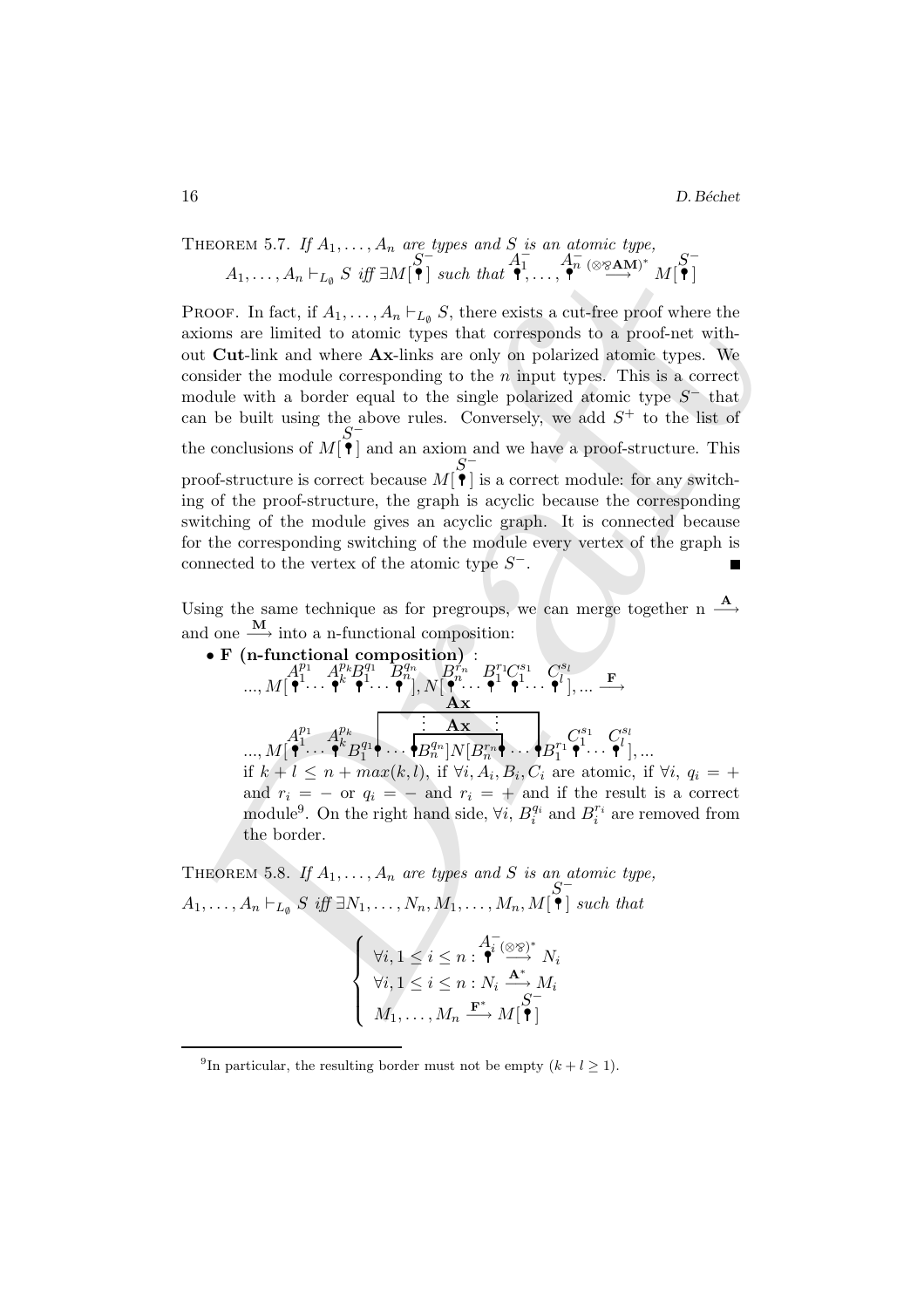**Theorem 5.7.** *If $A_1, \ldots, A_n$ are types and $S$ is an atomic type,*
$$A_1, \ldots, A_n \vdash_{L_\emptyset} S \text{ iff } \exists M[\overset{S^-}{\bullet}] \text{ such that } \overset{A_1^-}{\bullet}, \ldots, \overset{A_n^-}{\bullet} \overset{(\otimes\!\!\!\!\!\!\;\;\wp\mathbf{AM})^*}{\longrightarrow} M[\overset{S^-}{\bullet}]$$

**Proof.** In fact, if $A_1, \ldots, A_n \vdash_{L_\emptyset} S$, there exists a cut-free proof where the axioms are limited to atomic types that corresponds to a proof-net without **Cut**-link and where **Ax**-links are only on polarized atomic types. We consider the module corresponding to the $n$ input types. This is a correct module with a border equal to the single polarized atomic type $S^-$ that can be built using the above rules. Conversely, we add $S^+$ to the list of the conclusions of $M[\overset{S^-}{\bullet}]$ and an axiom and we have a proof-structure. This proof-structure is correct because $M[\overset{S^-}{\bullet}]$ is a correct module: for any switching of the proof-structure, the graph is acyclic because the corresponding switching of the module gives an acyclic graph. It is connected because for the corresponding switching of the module every vertex of the graph is connected to the vertex of the atomic type $S^-$. ∎

Using the same technique as for pregroups, we can merge together n $\overset{\mathbf{A}}{\longrightarrow}$ and one $\overset{\mathbf{M}}{\longrightarrow}$ into a n-functional composition:

- **F (n-functional composition)** :

$$..., M[\overset{A_1^{p_1}}{\bullet} \cdots \overset{A_k^{p_k}}{\bullet} \overset{B_1^{q_1}}{\bullet} \cdots \overset{B_n^{q_n}}{\bullet}], N[\overset{B_n^{r_n}}{\bullet} \cdots \overset{B_1^{r_1}}{\bullet} \overset{C_1^{s_1}}{\bullet} \cdots \overset{C_l^{s_l}}{\bullet}], ... \overset{\mathbf{F}}{\longrightarrow}$$

$$..., M[\overset{A_1^{p_1}}{\bullet} \cdots \overset{A_k^{p_k}}{\bullet} B_1^{q_1}\bullet \cdots \bullet B_n^{q_n}] N[B_n^{r_n}\bullet \cdots \bullet B_1^{r_1} \overset{C_1^{s_1}}{\bullet} \cdots \overset{C_l^{s_l}}{\bullet}], ...$$
(with nested **Ax**-links connecting $B_i^{q_i}$ and $B_i^{r_i}$)

if $k + l \leq n + max(k, l)$, if $\forall i, A_i, B_i, C_i$ are atomic, if $\forall i,\ q_i = +$ and $r_i = -$ or $q_i = -$ and $r_i = +$ and if the result is a correct module[9]. On the right hand side, $\forall i$, $B_i^{q_i}$ and $B_i^{r_i}$ are removed from the border.

**Theorem 5.8.** *If $A_1, \ldots, A_n$ are types and $S$ is an atomic type, $A_1, \ldots, A_n \vdash_{L_\emptyset} S$ iff $\exists N_1, \ldots, N_n, M_1, \ldots, M_n, M[\overset{S^-}{\bullet}]$ such that*

$$\begin{cases} \forall i, 1 \leq i \leq n : \overset{A_i^-}{\bullet} \overset{(\otimes\wp)^*}{\longrightarrow} N_i \\ \forall i, 1 \leq i \leq n : N_i \overset{\mathbf{A}^*}{\longrightarrow} M_i \\ M_1, \ldots, M_n \overset{\mathbf{F}^*}{\longrightarrow} M[\overset{S^-}{\bullet}] \end{cases}$$

[9] In particular, the resulting border must not be empty ($k + l \geq 1$).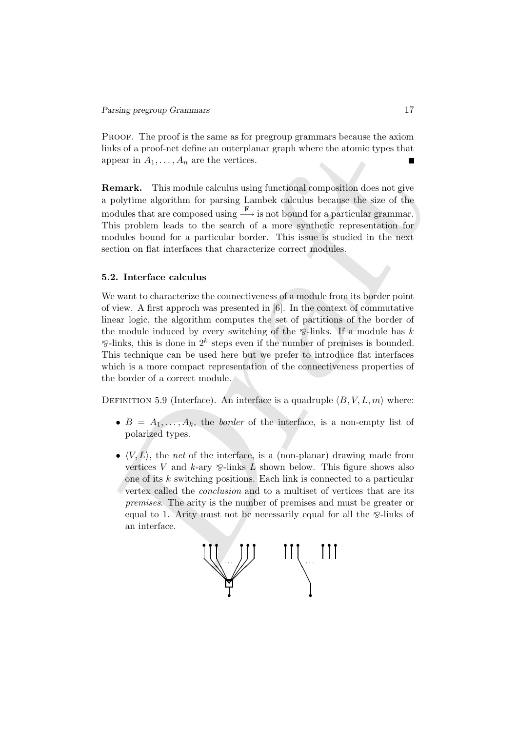PROOF. The proof is the same as for pregroup grammars because the axiom links of a proof-net define an outerplanar graph where the atomic types that appear in $A_1, \ldots, A_n$ are the vertices. ∎

**Remark.** This module calculus using functional composition does not give a polytime algorithm for parsing Lambek calculus because the size of the modules that are composed using $\xrightarrow{\mathbf{F}}$ is not bound for a particular grammar. This problem leads to the search of a more synthetic representation for modules bound for a particular border. This issue is studied in the next section on flat interfaces that characterize correct modules.

### 5.2. Interface calculus

We want to characterize the connectiveness of a module from its border point of view. A first approch was presented in [6]. In the context of commutative linear logic, the algorithm computes the set of partitions of the border of the module induced by every switching of the ⅋-links. If a module has $k$ ⅋-links, this is done in $2^k$ steps even if the number of premises is bounded. This technique can be used here but we prefer to introduce flat interfaces which is a more compact representation of the connectiveness properties of the border of a correct module.

DEFINITION 5.9 (Interface). An interface is a quadruple $\langle B, V, L, m \rangle$ where:

- $B = A_1, \ldots, A_k$, the *border* of the interface, is a non-empty list of polarized types.
- $\langle V, L \rangle$, the *net* of the interface, is a (non-planar) drawing made from vertices $V$ and $k$-ary ⅋-links $L$ shown below. This figure shows also one of its $k$ switching positions. Each link is connected to a particular vertex called the *conclusion* and to a multiset of vertices that are its *premises*. The arity is the number of premises and must be greater or equal to 1. Arity must not be necessarily equal for all the ⅋-links of an interface.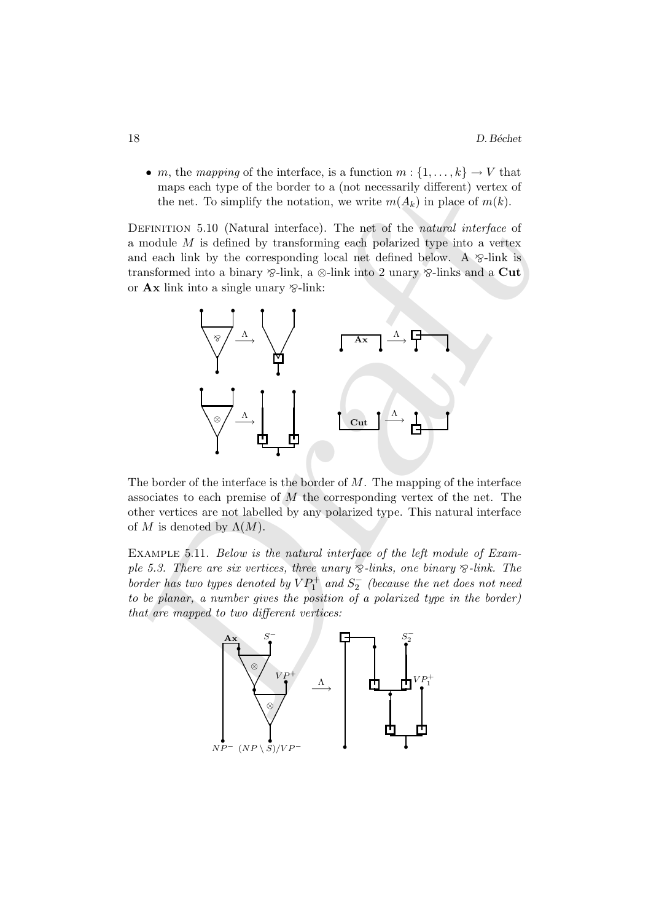- $m$, the *mapping* of the interface, is a function $m : \{1, \ldots, k\} \to V$ that maps each type of the border to a (not necessarily different) vertex of the net. To simplify the notation, we write $m(A_k)$ in place of $m(k)$.

DEFINITION 5.10 (Natural interface). The net of the *natural interface* of a module $M$ is defined by transforming each polarized type into a vertex and each link by the corresponding local net defined below. A $\otimes$-link is transformed into a binary $\wp$-link, a $\otimes$-link into 2 unary $\wp$-links and a **Cut** or **Ax** link into a single unary $\wp$-link:

The border of the interface is the border of $M$. The mapping of the interface associates to each premise of $M$ the corresponding vertex of the net. The other vertices are not labelled by any polarized type. This natural interface of $M$ is denoted by $\Lambda(M)$.

EXAMPLE 5.11. *Below is the natural interface of the left module of Example 5.3. There are six vertices, three unary $\wp$-links, one binary $\wp$-link. The border has two types denoted by $VP_1^+$ and $S_2^-$ (because the net does not need to be planar, a number gives the position of a polarized type in the border) that are mapped to two different vertices:*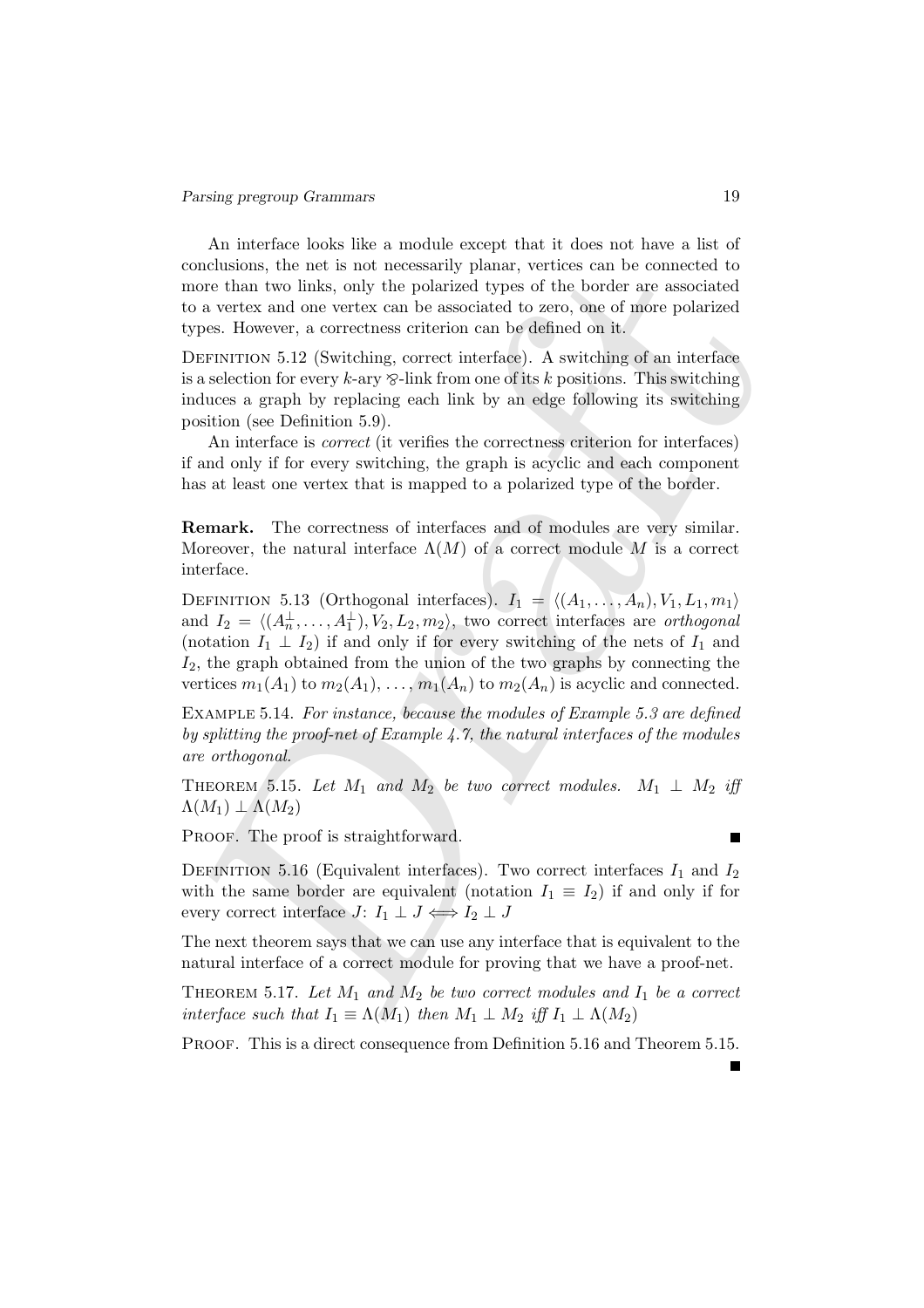An interface looks like a module except that it does not have a list of conclusions, the net is not necessarily planar, vertices can be connected to more than two links, only the polarized types of the border are associated to a vertex and one vertex can be associated to zero, one of more polarized types. However, a correctness criterion can be defined on it.

Definition 5.12 (Switching, correct interface). A switching of an interface is a selection for every $k$-ary $\wp$-link from one of its $k$ positions. This switching induces a graph by replacing each link by an edge following its switching position (see Definition 5.9).

An interface is *correct* (it verifies the correctness criterion for interfaces) if and only if for every switching, the graph is acyclic and each component has at least one vertex that is mapped to a polarized type of the border.

**Remark.** The correctness of interfaces and of modules are very similar. Moreover, the natural interface $\Lambda(M)$ of a correct module $M$ is a correct interface.

Definition 5.13 (Orthogonal interfaces). $I_1 = \langle (A_1, \ldots, A_n), V_1, L_1, m_1 \rangle$ and $I_2 = \langle (A_n^\perp, \ldots, A_1^\perp), V_2, L_2, m_2 \rangle$, two correct interfaces are *orthogonal* (notation $I_1 \perp I_2$) if and only if for every switching of the nets of $I_1$ and $I_2$, the graph obtained from the union of the two graphs by connecting the vertices $m_1(A_1)$ to $m_2(A_1)$, ..., $m_1(A_n)$ to $m_2(A_n)$ is acyclic and connected.

Example 5.14. *For instance, because the modules of Example 5.3 are defined by splitting the proof-net of Example 4.7, the natural interfaces of the modules are orthogonal.*

Theorem 5.15. *Let $M_1$ and $M_2$ be two correct modules. $M_1 \perp M_2$ iff $\Lambda(M_1) \perp \Lambda(M_2)$*

Proof. The proof is straightforward. ■

Definition 5.16 (Equivalent interfaces). Two correct interfaces $I_1$ and $I_2$ with the same border are equivalent (notation $I_1 \equiv I_2$) if and only if for every correct interface $J$: $I_1 \perp J \Longleftrightarrow I_2 \perp J$

The next theorem says that we can use any interface that is equivalent to the natural interface of a correct module for proving that we have a proof-net.

Theorem 5.17. *Let $M_1$ and $M_2$ be two correct modules and $I_1$ be a correct interface such that $I_1 \equiv \Lambda(M_1)$ then $M_1 \perp M_2$ iff $I_1 \perp \Lambda(M_2)$*

Proof. This is a direct consequence from Definition 5.16 and Theorem 5.15. ■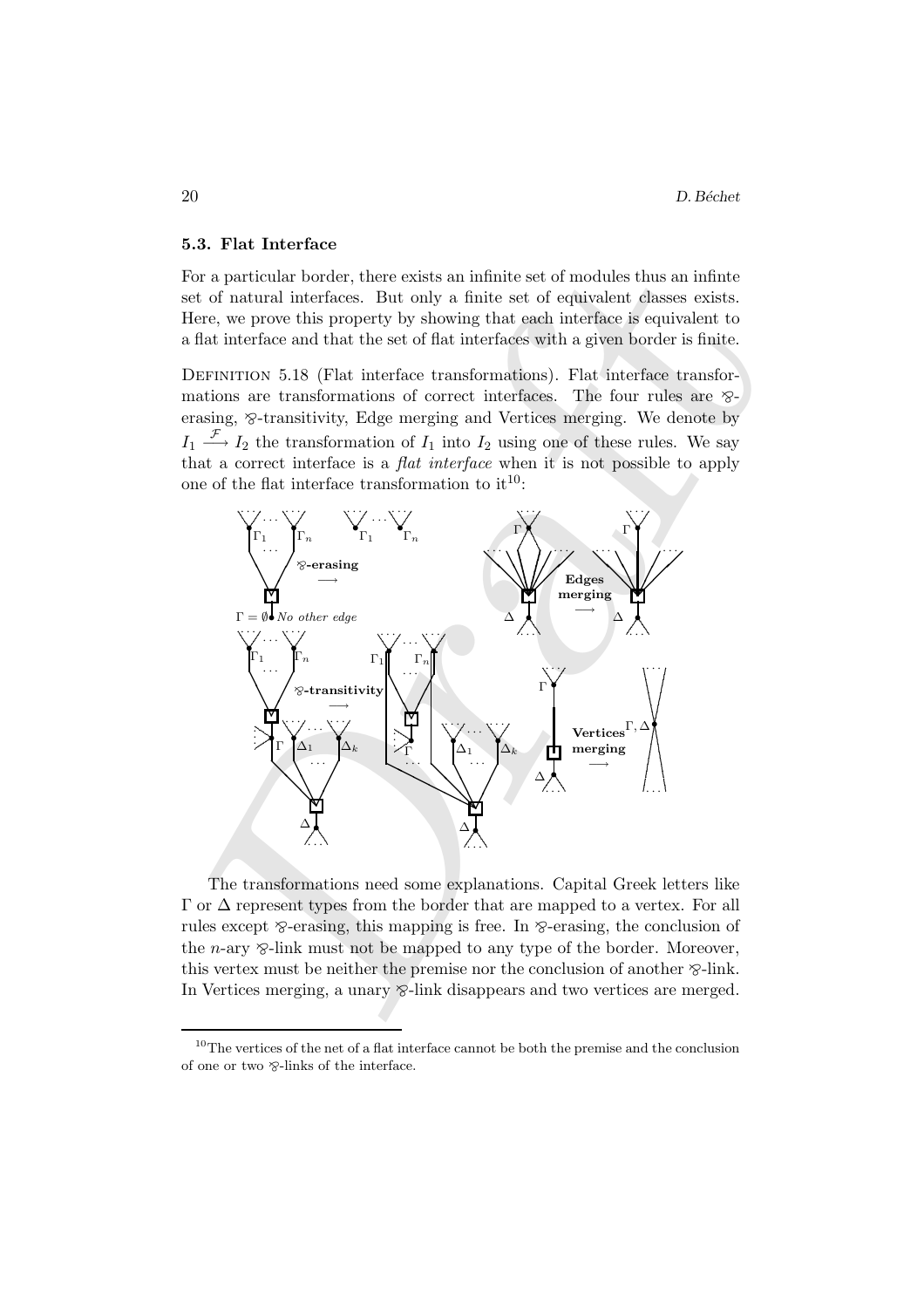### 5.3. Flat Interface

For a particular border, there exists an infinite set of modules thus an infinte set of natural interfaces. But only a finite set of equivalent classes exists. Here, we prove this property by showing that each interface is equivalent to a flat interface and that the set of flat interfaces with a given border is finite.

Definition 5.18 (Flat interface transformations). Flat interface transformations are transformations of correct interfaces. The four rules are ⅋-erasing, ⅋-transitivity, Edge merging and Vertices merging. We denote by $I_1 \xrightarrow{\mathcal{F}} I_2$ the transformation of $I_1$ into $I_2$ using one of these rules. We say that a correct interface is a *flat interface* when it is not possible to apply one of the flat interface transformation to it[10]:

The transformations need some explanations. Capital Greek letters like $\Gamma$ or $\Delta$ represent types from the border that are mapped to a vertex. For all rules except ⅋-erasing, this mapping is free. In ⅋-erasing, the conclusion of the $n$-ary ⅋-link must not be mapped to any type of the border. Moreover, this vertex must be neither the premise nor the conclusion of another ⅋-link. In Vertices merging, a unary ⅋-link disappears and two vertices are merged.

[10] The vertices of the net of a flat interface cannot be both the premise and the conclusion of one or two ⅋-links of the interface.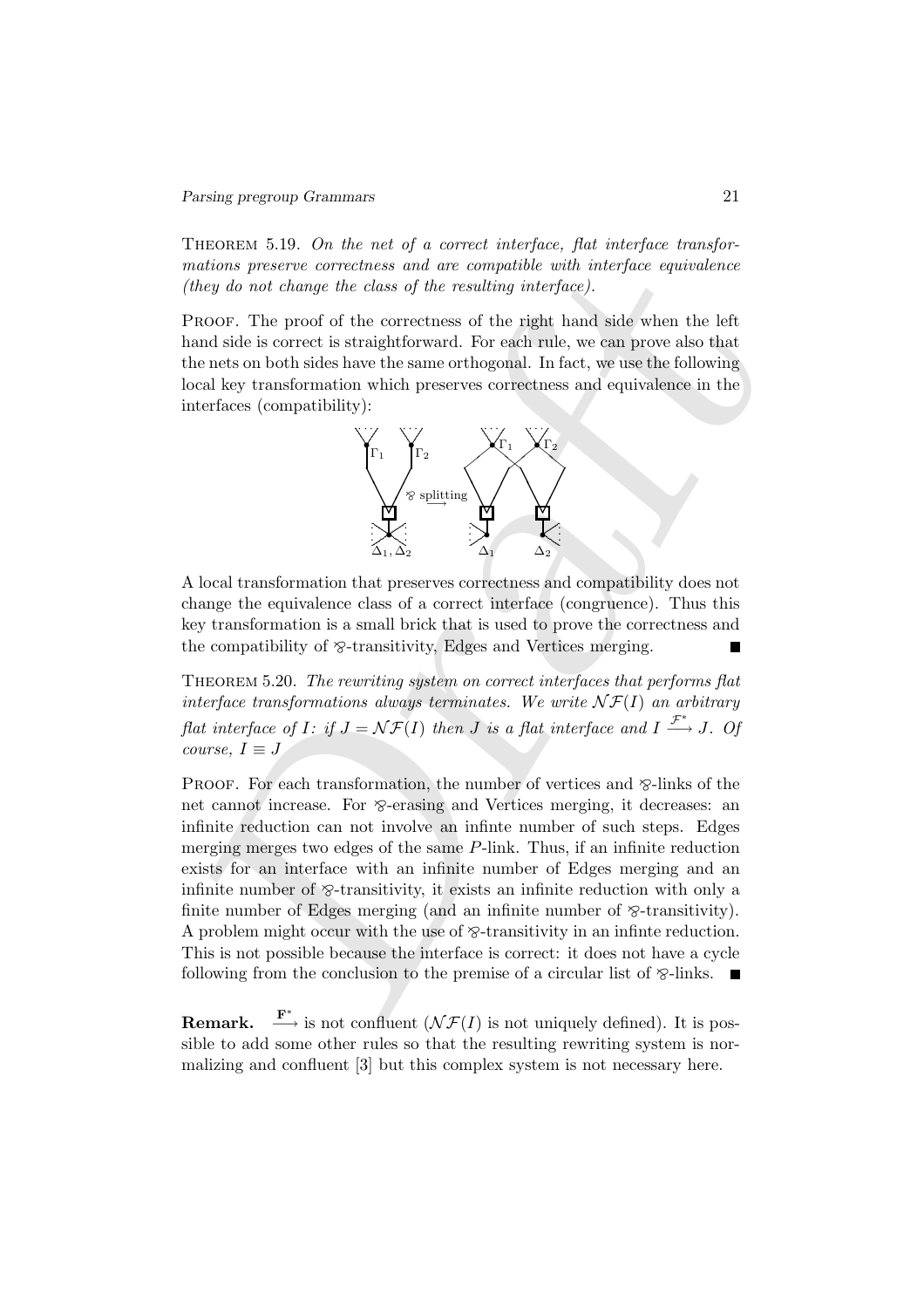THEOREM 5.19. *On the net of a correct interface, flat interface transformations preserve correctness and are compatible with interface equivalence (they do not change the class of the resulting interface).*

PROOF. The proof of the correctness of the right hand side when the left hand side is correct is straightforward. For each rule, we can prove also that the nets on both sides have the same orthogonal. In fact, we use the following local key transformation which preserves correctness and equivalence in the interfaces (compatibility):

A local transformation that preserves correctness and compatibility does not change the equivalence class of a correct interface (congruence). Thus this key transformation is a small brick that is used to prove the correctness and the compatibility of ⅋-transitivity, Edges and Vertices merging. ■

THEOREM 5.20. *The rewriting system on correct interfaces that performs flat interface transformations always terminates. We write $\mathcal{NF}(I)$ an arbitrary flat interface of $I$: if $J = \mathcal{NF}(I)$ then $J$ is a flat interface and $I \xrightarrow{\mathcal{F}^*} J$. Of course, $I \equiv J$*

PROOF. For each transformation, the number of vertices and ⅋-links of the net cannot increase. For ⅋-erasing and Vertices merging, it decreases: an infinite reduction can not involve an infinte number of such steps. Edges merging merges two edges of the same $P$-link. Thus, if an infinite reduction exists for an interface with an infinite number of Edges merging and an infinite number of ⅋-transitivity, it exists an infinite reduction with only a finite number of Edges merging (and an infinite number of ⅋-transitivity). A problem might occur with the use of ⅋-transitivity in an infinte reduction. This is not possible because the interface is correct: it does not have a cycle following from the conclusion to the premise of a circular list of ⅋-links. ■

**Remark.** $\xrightarrow{\mathbf{F}^*}$ is not confluent ($\mathcal{NF}(I)$ is not uniquely defined). It is possible to add some other rules so that the resulting rewriting system is normalizing and confluent [3] but this complex system is not necessary here.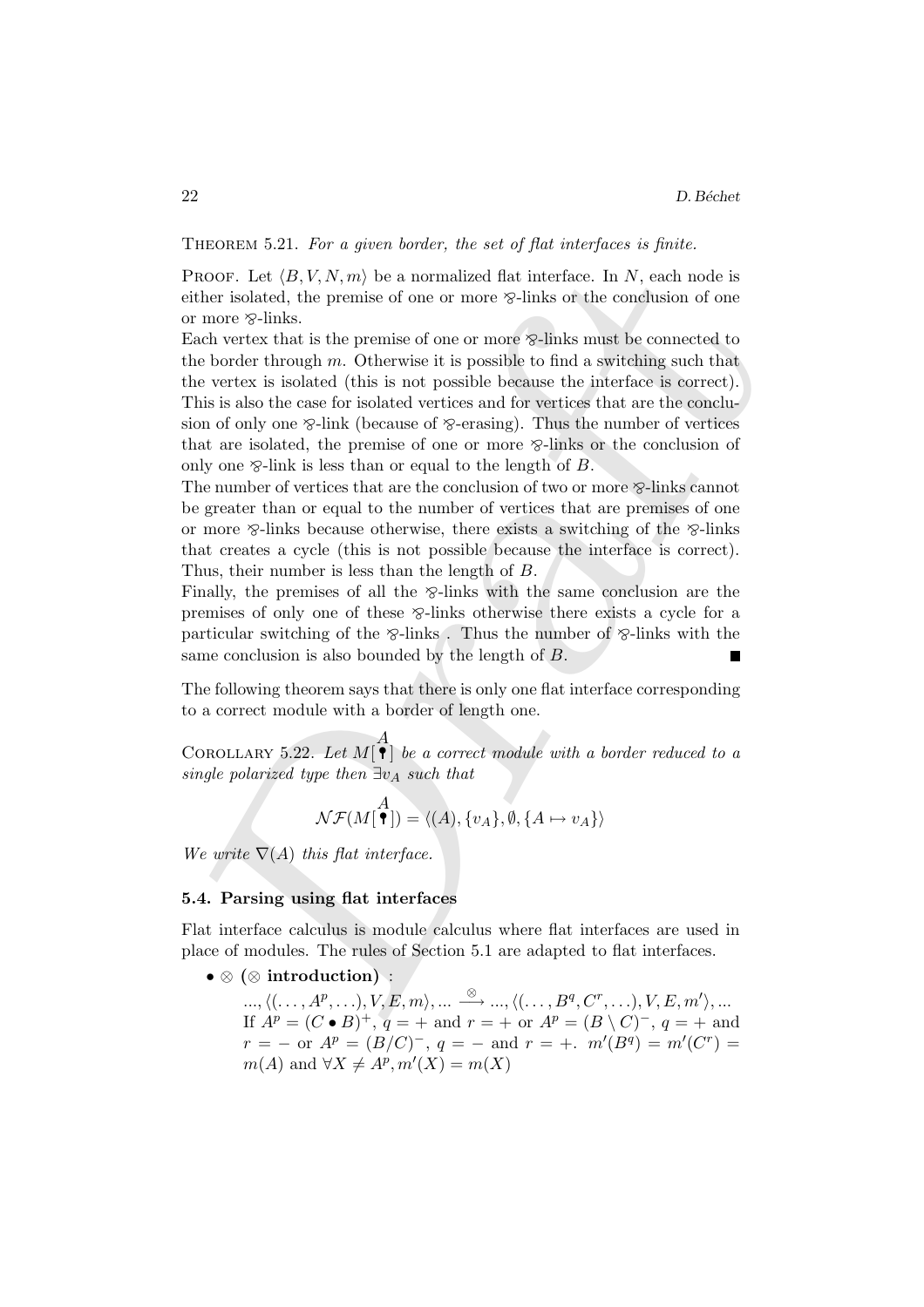THEOREM 5.21. *For a given border, the set of flat interfaces is finite.*

PROOF. Let $\langle B, V, N, m\rangle$ be a normalized flat interface. In $N$, each node is either isolated, the premise of one or more $\parr$-links or the conclusion of one or more $\parr$-links.
Each vertex that is the premise of one or more $\parr$-links must be connected to the border through $m$. Otherwise it is possible to find a switching such that the vertex is isolated (this is not possible because the interface is correct). This is also the case for isolated vertices and for vertices that are the conclusion of only one $\parr$-link (because of $\parr$-erasing). Thus the number of vertices that are isolated, the premise of one or more $\parr$-links or the conclusion of only one $\parr$-link is less than or equal to the length of $B$.
The number of vertices that are the conclusion of two or more $\parr$-links cannot be greater than or equal to the number of vertices that are premises of one or more $\parr$-links because otherwise, there exists a switching of the $\parr$-links that creates a cycle (this is not possible because the interface is correct). Thus, their number is less than the length of $B$.
Finally, the premises of all the $\parr$-links with the same conclusion are the premises of only one of these $\parr$-links otherwise there exists a cycle for a particular switching of the $\parr$-links . Thus the number of $\parr$-links with the same conclusion is also bounded by the length of $B$. ∎

The following theorem says that there is only one flat interface corresponding to a correct module with a border of length one.

COROLLARY 5.22. *Let $M[\overset{A}{\bullet}]$ be a correct module with a border reduced to a single polarized type then $\exists v_A$ such that*

$$\mathcal{NF}(M[\overset{A}{\bullet}]) = \langle (A), \{v_A\}, \emptyset, \{A \mapsto v_A\}\rangle$$

*We write $\nabla(A)$ this flat interface.*

### 5.4. Parsing using flat interfaces

Flat interface calculus is module calculus where flat interfaces are used in place of modules. The rules of Section 5.1 are adapted to flat interfaces.

- $\otimes$ **($\otimes$ introduction)** :
  $..., \langle(\ldots, A^p, \ldots), V, E, m\rangle, ... \stackrel{\otimes}{\longrightarrow} ..., \langle(\ldots, B^q, C^r, \ldots), V, E, m'\rangle, ...$
  If $A^p = (C \bullet B)^+$, $q = +$ and $r = +$ or $A^p = (B \setminus C)^-$, $q = +$ and $r = -$ or $A^p = (B/C)^-$, $q = -$ and $r = +$. $m'(B^q) = m'(C^r) = m(A)$ and $\forall X \neq A^p, m'(X) = m(X)$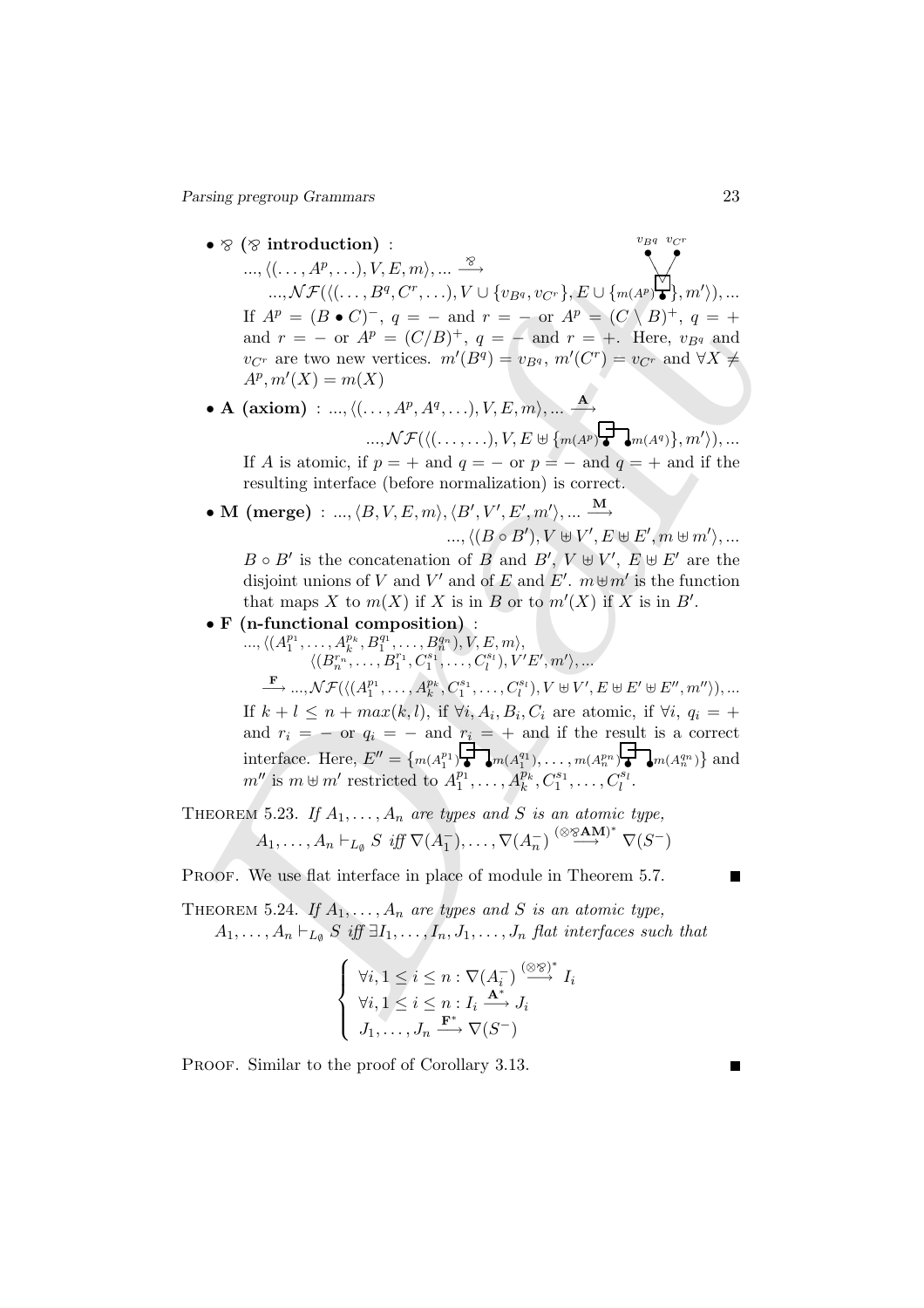- $\otimes$ (**$\otimes$ introduction**) :
  $..., \langle(\ldots, A^p, \ldots), V, E, m\rangle, ... \xrightarrow{\otimes}$
  $..., \mathcal{NF}(\langle(\ldots, B^q, C^r, \ldots), V \cup \{v_{B^q}, v_{C^r}\}, E \cup \{m(A^p) \nabla\}, m'\rangle), ...$
  If $A^p = (B \bullet C)^-$, $q = -$ and $r = -$ or $A^p = (C \setminus B)^+$, $q = +$ and $r = -$ or $A^p = (C/B)^+$, $q = -$ and $r = +$. Here, $v_{B^q}$ and $v_{C^r}$ are two new vertices. $m'(B^q) = v_{B^q}$, $m'(C^r) = v_{C^r}$ and $\forall X \neq A^p, m'(X) = m(X)$

- **A (axiom)** : $..., \langle(\ldots, A^p, A^q, \ldots), V, E, m\rangle, ... \xrightarrow{\mathbf{A}}$
  $..., \mathcal{NF}(\langle(\ldots, \ldots), V, E \uplus \{m(A^p) - m(A^q)\}, m'\rangle), ...$
  If $A$ is atomic, if $p = +$ and $q = -$ or $p = -$ and $q = +$ and if the resulting interface (before normalization) is correct.

- **M (merge)** : $..., \langle B, V, E, m\rangle, \langle B', V', E', m'\rangle, ... \xrightarrow{\mathbf{M}}$
  $..., \langle(B \circ B'), V \uplus V', E \uplus E', m \uplus m'\rangle, ...$
  $B \circ B'$ is the concatenation of $B$ and $B'$, $V \uplus V'$, $E \uplus E'$ are the disjoint unions of $V$ and $V'$ and of $E$ and $E'$. $m \uplus m'$ is the function that maps $X$ to $m(X)$ if $X$ is in $B$ or to $m'(X)$ if $X$ is in $B'$.

- **F (n-functional composition)** :
  $..., \langle(A_1^{p_1}, \ldots, A_k^{p_k}, B_1^{q_1}, \ldots, B_n^{q_n}), V, E, m\rangle,$
  $\langle(B_n^{r_n}, \ldots, B_1^{r_1}, C_1^{s_1}, \ldots, C_l^{s_l}), V'E', m'\rangle, ...$
  $\xrightarrow{\mathbf{F}} ..., \mathcal{NF}(\langle(A_1^{p_1}, \ldots, A_k^{p_k}, C_1^{s_1}, \ldots, C_l^{s_l}), V \uplus V', E \uplus E' \uplus E'', m''\rangle), ...$
  If $k + l \leq n + max(k, l)$, if $\forall i, A_i, B_i, C_i$ are atomic, if $\forall i$, $q_i = +$ and $r_i = -$ or $q_i = -$ and $r_i = +$ and if the result is a correct interface. Here, $E'' = \{m(A_1^{p_1}) - m(A_1^{q_1}), \ldots, m(A_n^{p_n}) - m(A_n^{q_n})\}$ and $m''$ is $m \uplus m'$ restricted to $A_1^{p_1}, \ldots, A_k^{p_k}, C_1^{s_1}, \ldots, C_l^{s_l}$.

THEOREM 5.23. *If $A_1, \ldots, A_n$ are types and $S$ is an atomic type,*

$$A_1, \ldots, A_n \vdash_{L_\emptyset} S \text{ iff } \nabla(A_1^-), \ldots, \nabla(A_n^-) \overset{(\otimes\otimes\mathbf{AM})^*}{\longrightarrow} \nabla(S^-)$$

PROOF. We use flat interface in place of module in Theorem 5.7. ∎

THEOREM 5.24. *If $A_1, \ldots, A_n$ are types and $S$ is an atomic type, $A_1, \ldots, A_n \vdash_{L_\emptyset} S$ iff $\exists I_1, \ldots, I_n, J_1, \ldots, J_n$ flat interfaces such that*

$$\begin{cases} \forall i, 1 \leq i \leq n : \nabla(A_i^-) \overset{(\otimes\otimes)^*}{\longrightarrow} I_i \\ \forall i, 1 \leq i \leq n : I_i \xrightarrow{\mathbf{A}^*} J_i \\ J_1, \ldots, J_n \xrightarrow{\mathbf{F}^*} \nabla(S^-) \end{cases}$$

PROOF. Similar to the proof of Corollary 3.13. ∎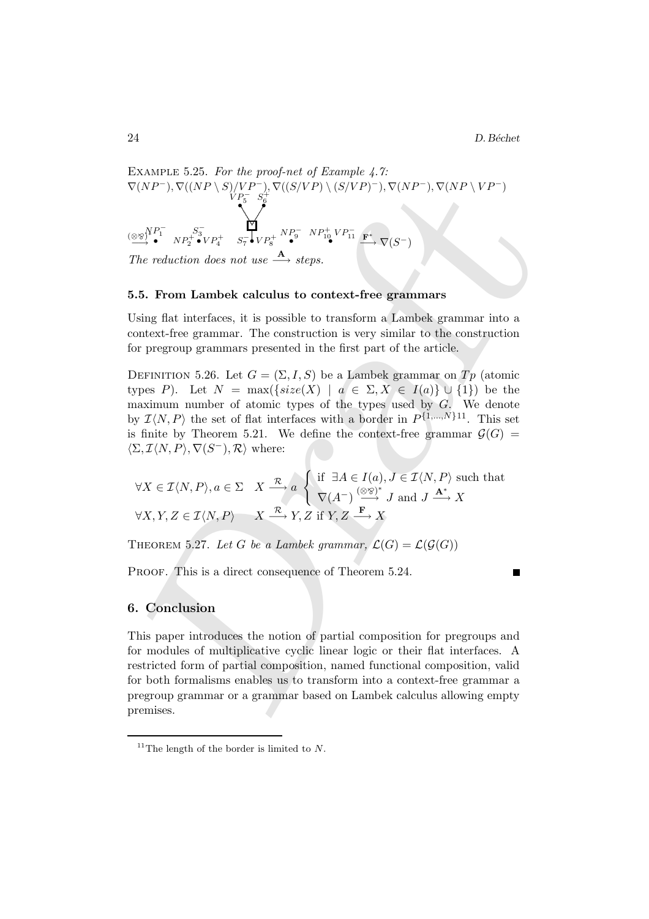EXAMPLE 5.25. *For the proof-net of Example 4.7:*

$$\nabla(NP^-), \nabla((NP \setminus S)/VP^-), \nabla((S/VP) \setminus (S/VP)^-), \nabla(NP^-), \nabla(NP \setminus VP^-)$$

$$\stackrel{(\otimes\otimes)^*}{\longrightarrow} NP_1^- \quad NP_2^+ \, S_3^- \, VP_4^+ \quad VP_5^- \, S_6^+ \, \nabla \, S_7^- \, VP_8^+ \quad NP_9^- \quad NP_{10}^+ \, VP_{11}^- \stackrel{\mathbf{F}^*}{\longrightarrow} \nabla(S^-)$$

*The reduction does not use* $\stackrel{\mathbf{A}}{\longrightarrow}$ *steps.*

### 5.5. From Lambek calculus to context-free grammars

Using flat interfaces, it is possible to transform a Lambek grammar into a context-free grammar. The construction is very similar to the construction for pregroup grammars presented in the first part of the article.

DEFINITION 5.26. Let $G = (\Sigma, I, S)$ be a Lambek grammar on $Tp$ (atomic types $P$). Let $N = \max(\{size(X) \mid a \in \Sigma, X \in I(a)\} \cup \{1\})$ be the maximum number of atomic types of the types used by $G$. We denote by $\mathcal{I}\langle N, P\rangle$ the set of flat interfaces with a border in $P^{\{1,\ldots,N\}}$[11]. This set is finite by Theorem 5.21. We define the context-free grammar $\mathcal{G}(G) = \langle \Sigma, \mathcal{I}\langle N, P\rangle, \nabla(S^-), \mathcal{R}\rangle$ where:

$$\forall X \in \mathcal{I}\langle N, P\rangle, a \in \Sigma \quad X \stackrel{\mathcal{R}}{\longrightarrow} a \begin{cases} \text{if } \exists A \in I(a), J \in \mathcal{I}\langle N, P\rangle \text{ such that} \\ \nabla(A^-) \stackrel{(\otimes\otimes)^*}{\longrightarrow} J \text{ and } J \stackrel{\mathbf{A}^*}{\longrightarrow} X \end{cases}$$

$$\forall X, Y, Z \in \mathcal{I}\langle N, P\rangle \quad X \stackrel{\mathcal{R}}{\longrightarrow} Y, Z \text{ if } Y, Z \stackrel{\mathbf{F}}{\longrightarrow} X$$

THEOREM 5.27. *Let $G$ be a Lambek grammar, $\mathcal{L}(G) = \mathcal{L}(\mathcal{G}(G))$*

PROOF. This is a direct consequence of Theorem 5.24. ∎

## 6. Conclusion

This paper introduces the notion of partial composition for pregroups and for modules of multiplicative cyclic linear logic or their flat interfaces. A restricted form of partial composition, named functional composition, valid for both formalisms enables us to transform into a context-free grammar a pregroup grammar or a grammar based on Lambek calculus allowing empty premises.

[11] The length of the border is limited to $N$.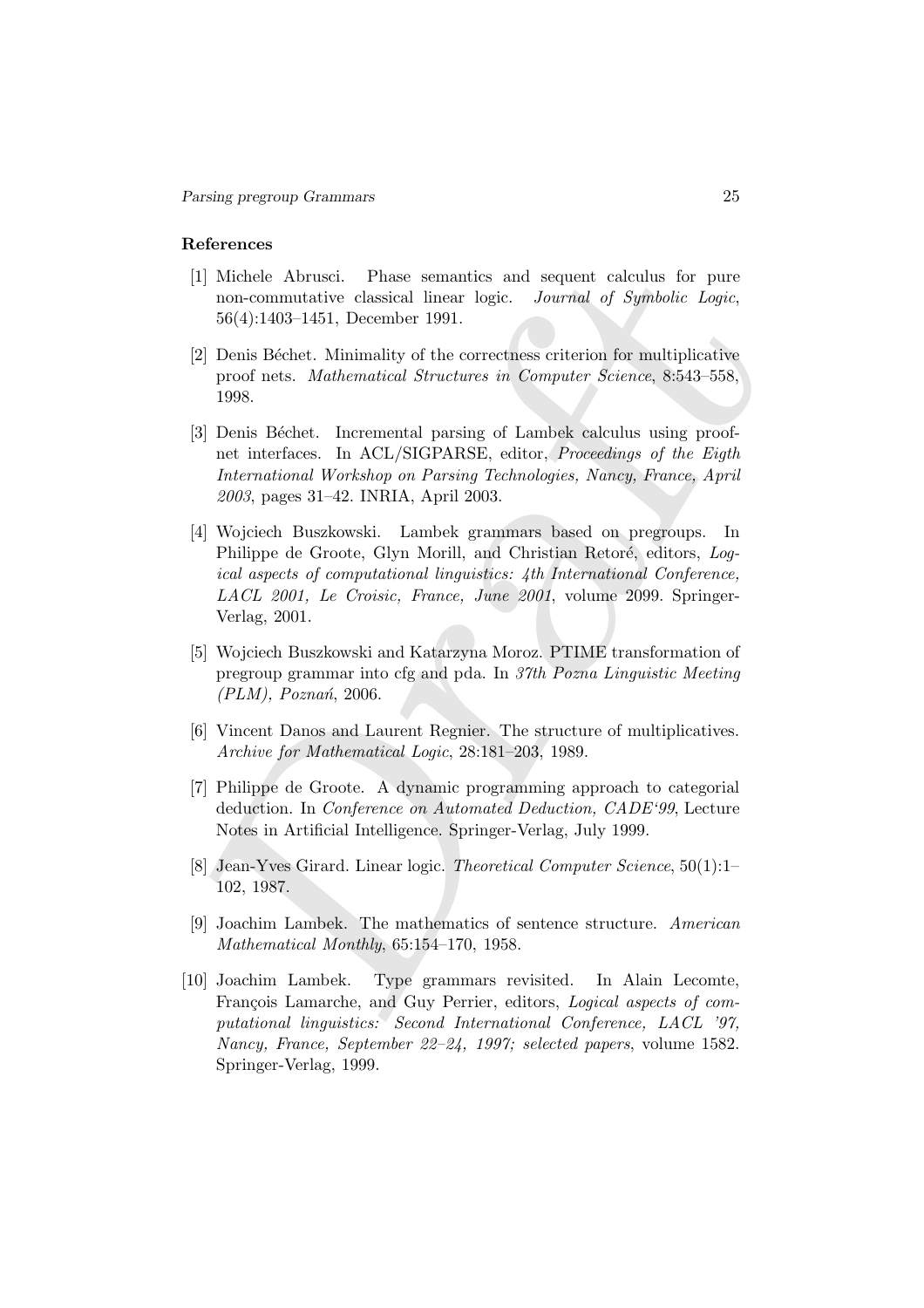## References

[1] Michele Abrusci. Phase semantics and sequent calculus for pure non-commutative classical linear logic. *Journal of Symbolic Logic*, 56(4):1403–1451, December 1991.

[2] Denis Béchet. Minimality of the correctness criterion for multiplicative proof nets. *Mathematical Structures in Computer Science*, 8:543–558, 1998.

[3] Denis Béchet. Incremental parsing of Lambek calculus using proof-net interfaces. In ACL/SIGPARSE, editor, *Proceedings of the Eigth International Workshop on Parsing Technologies, Nancy, France, April 2003*, pages 31–42. INRIA, April 2003.

[4] Wojciech Buszkowski. Lambek grammars based on pregroups. In Philippe de Groote, Glyn Morill, and Christian Retoré, editors, *Logical aspects of computational linguistics: 4th International Conference, LACL 2001, Le Croisic, France, June 2001*, volume 2099. Springer-Verlag, 2001.

[5] Wojciech Buszkowski and Katarzyna Moroz. PTIME transformation of pregroup grammar into cfg and pda. In *37th Pozna Linguistic Meeting (PLM), Poznań*, 2006.

[6] Vincent Danos and Laurent Regnier. The structure of multiplicatives. *Archive for Mathematical Logic*, 28:181–203, 1989.

[7] Philippe de Groote. A dynamic programming approach to categorial deduction. In *Conference on Automated Deduction, CADE'99*, Lecture Notes in Artificial Intelligence. Springer-Verlag, July 1999.

[8] Jean-Yves Girard. Linear logic. *Theoretical Computer Science*, 50(1):1–102, 1987.

[9] Joachim Lambek. The mathematics of sentence structure. *American Mathematical Monthly*, 65:154–170, 1958.

[10] Joachim Lambek. Type grammars revisited. In Alain Lecomte, François Lamarche, and Guy Perrier, editors, *Logical aspects of computational linguistics: Second International Conference, LACL '97, Nancy, France, September 22–24, 1997; selected papers*, volume 1582. Springer-Verlag, 1999.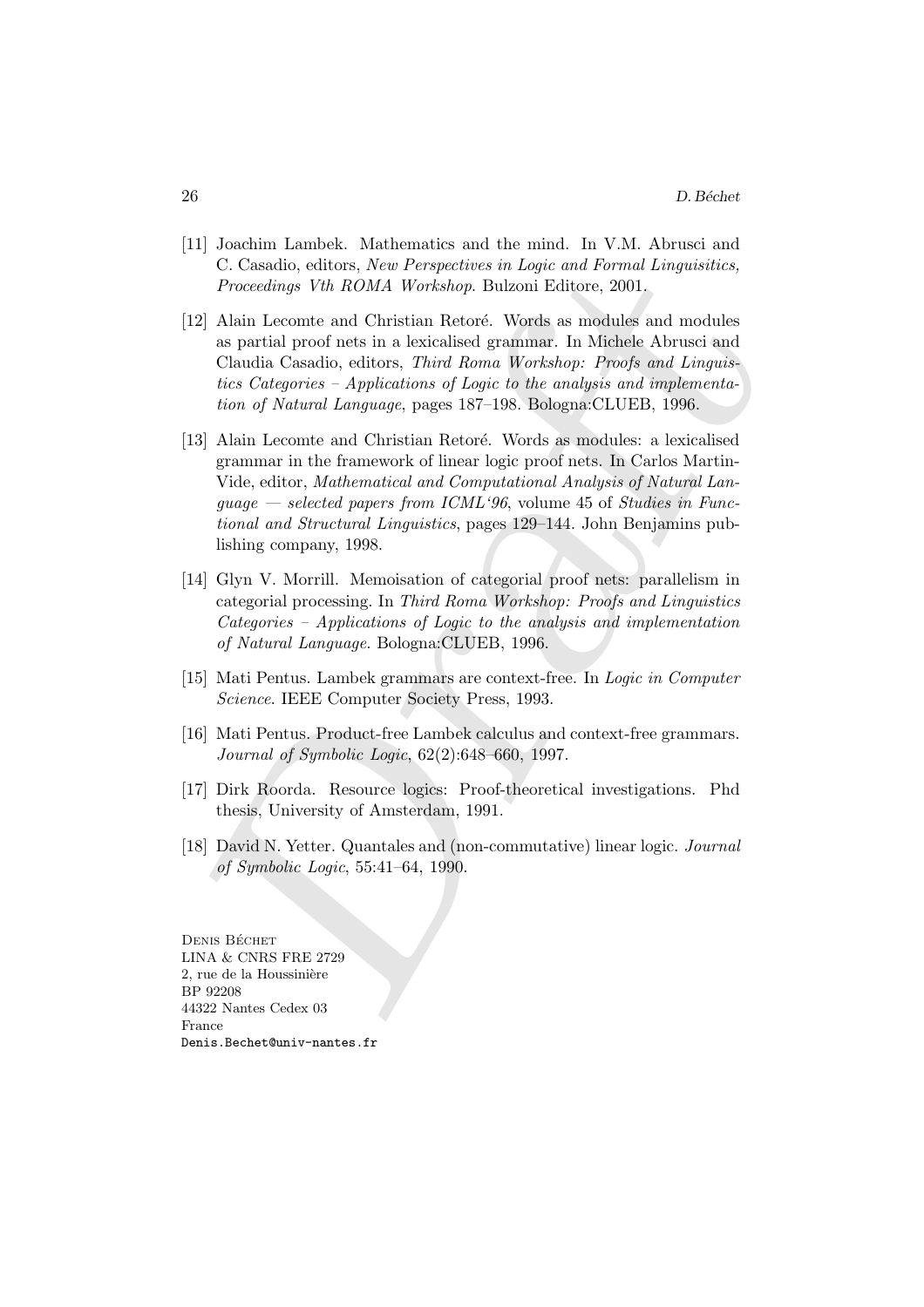[11] Joachim Lambek. Mathematics and the mind. In V.M. Abrusci and C. Casadio, editors, *New Perspectives in Logic and Formal Linguisitics, Proceedings Vth ROMA Workshop*. Bulzoni Editore, 2001.

[12] Alain Lecomte and Christian Retoré. Words as modules and modules as partial proof nets in a lexicalised grammar. In Michele Abrusci and Claudia Casadio, editors, *Third Roma Workshop: Proofs and Linguistics Categories – Applications of Logic to the analysis and implementation of Natural Language*, pages 187–198. Bologna:CLUEB, 1996.

[13] Alain Lecomte and Christian Retoré. Words as modules: a lexicalised grammar in the framework of linear logic proof nets. In Carlos Martin-Vide, editor, *Mathematical and Computational Analysis of Natural Language — selected papers from ICML'96*, volume 45 of *Studies in Functional and Structural Linguistics*, pages 129–144. John Benjamins publishing company, 1998.

[14] Glyn V. Morrill. Memoisation of categorial proof nets: parallelism in categorial processing. In *Third Roma Workshop: Proofs and Linguistics Categories – Applications of Logic to the analysis and implementation of Natural Language*. Bologna:CLUEB, 1996.

[15] Mati Pentus. Lambek grammars are context-free. In *Logic in Computer Science*. IEEE Computer Society Press, 1993.

[16] Mati Pentus. Product-free Lambek calculus and context-free grammars. *Journal of Symbolic Logic*, 62(2):648–660, 1997.

[17] Dirk Roorda. Resource logics: Proof-theoretical investigations. Phd thesis, University of Amsterdam, 1991.

[18] David N. Yetter. Quantales and (non-commutative) linear logic. *Journal of Symbolic Logic*, 55:41–64, 1990.

Denis Béchet
LINA & CNRS FRE 2729
2, rue de la Houssinière
BP 92208
44322 Nantes Cedex 03
France
Denis.Bechet@univ-nantes.fr